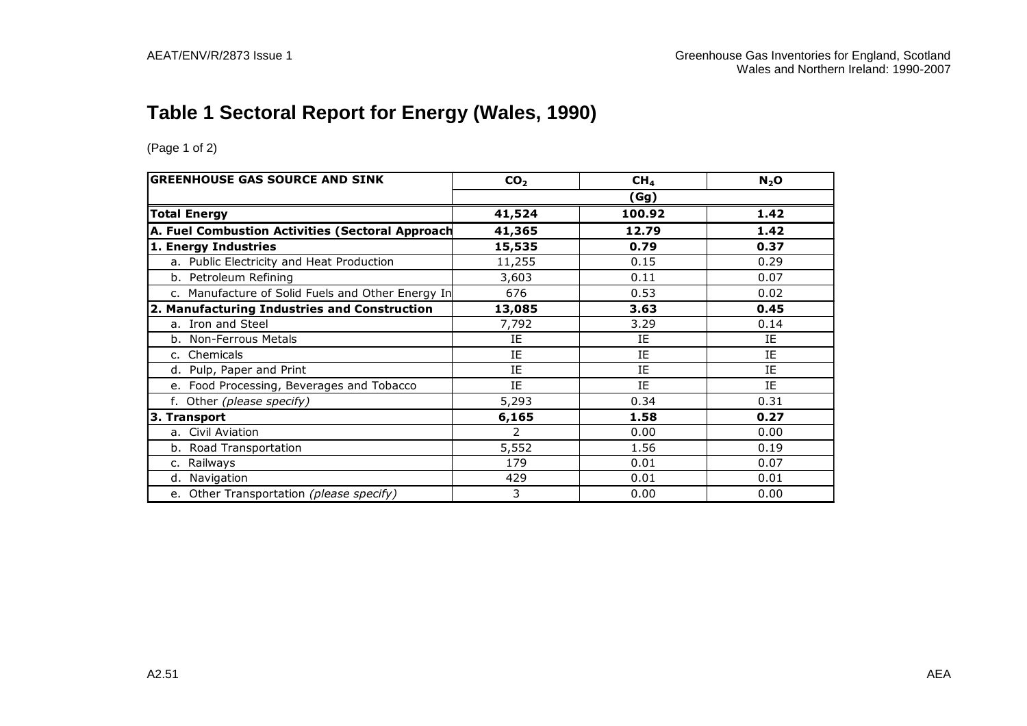# Table 1 Sectoral Report for Energy (Wales, 1990)

(Page 1 of 2)

| GREENHOUSE GAS SOURCE AND SINK | $CO_2$ | $CH_4$ | $N_2O$ |
|---|---|---|---|
| | (Gg) | | |
| **Total Energy** | **41,524** | **100.92** | **1.42** |
| **A. Fuel Combustion Activities (Sectoral Approach** | **41,365** | **12.79** | **1.42** |
| **1. Energy Industries** | **15,535** | **0.79** | **0.37** |
| a. Public Electricity and Heat Production | 11,255 | 0.15 | 0.29 |
| b. Petroleum Refining | 3,603 | 0.11 | 0.07 |
| c. Manufacture of Solid Fuels and Other Energy In | 676 | 0.53 | 0.02 |
| **2. Manufacturing Industries and Construction** | **13,085** | **3.63** | **0.45** |
| a. Iron and Steel | 7,792 | 3.29 | 0.14 |
| b. Non-Ferrous Metals | IE | IE | IE |
| c. Chemicals | IE | IE | IE |
| d. Pulp, Paper and Print | IE | IE | IE |
| e. Food Processing, Beverages and Tobacco | IE | IE | IE |
| f. Other *(please specify)* | 5,293 | 0.34 | 0.31 |
| **3. Transport** | **6,165** | **1.58** | **0.27** |
| a. Civil Aviation | 2 | 0.00 | 0.00 |
| b. Road Transportation | 5,552 | 1.56 | 0.19 |
| c. Railways | 179 | 0.01 | 0.07 |
| d. Navigation | 429 | 0.01 | 0.01 |
| e. Other Transportation *(please specify)* | 3 | 0.00 | 0.00 |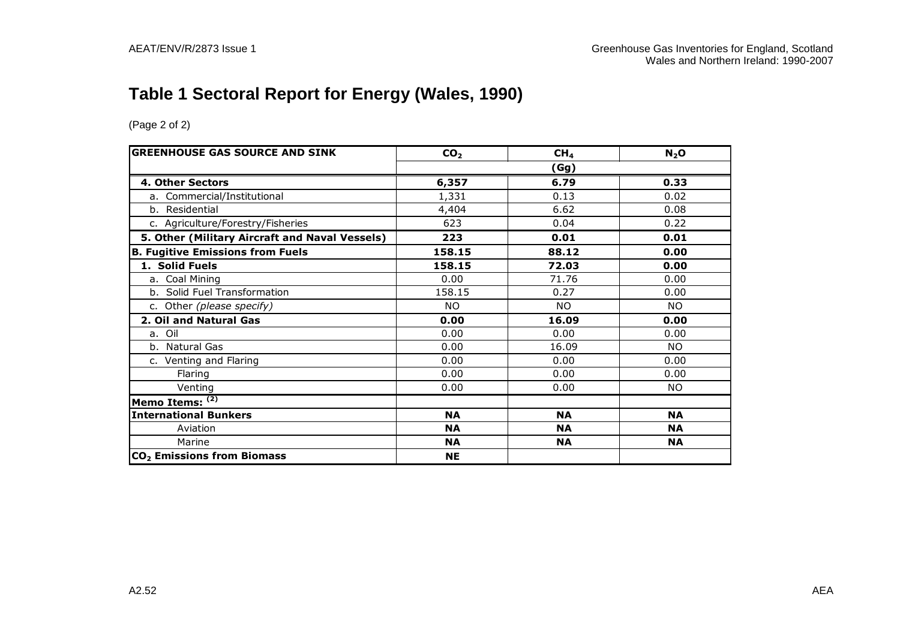# Table 1 Sectoral Report for Energy (Wales, 1990)

(Page 2 of 2)

| GREENHOUSE GAS SOURCE AND SINK | $CO_2$ | $CH_4$ | $N_2O$ |
|---|---|---|---|
| | | (Gg) | |
| **4. Other Sectors** | **6,357** | **6.79** | **0.33** |
| a. Commercial/Institutional | 1,331 | 0.13 | 0.02 |
| b. Residential | 4,404 | 6.62 | 0.08 |
| c. Agriculture/Forestry/Fisheries | 623 | 0.04 | 0.22 |
| **5. Other (Military Aircraft and Naval Vessels)** | **223** | **0.01** | **0.01** |
| **B. Fugitive Emissions from Fuels** | **158.15** | **88.12** | **0.00** |
| **1. Solid Fuels** | **158.15** | **72.03** | **0.00** |
| a. Coal Mining | 0.00 | 71.76 | 0.00 |
| b. Solid Fuel Transformation | 158.15 | 0.27 | 0.00 |
| c. Other *(please specify)* | NO | NO | NO |
| **2. Oil and Natural Gas** | **0.00** | **16.09** | **0.00** |
| a. Oil | 0.00 | 0.00 | 0.00 |
| b. Natural Gas | 0.00 | 16.09 | NO |
| c. Venting and Flaring | 0.00 | 0.00 | 0.00 |
| Flaring | 0.00 | 0.00 | 0.00 |
| Venting | 0.00 | 0.00 | NO |
| **Memo Items:** [(2)] | | | |
| **International Bunkers** | **NA** | **NA** | **NA** |
| Aviation | **NA** | **NA** | **NA** |
| Marine | **NA** | **NA** | **NA** |
| **$CO_2$ Emissions from Biomass** | **NE** | | |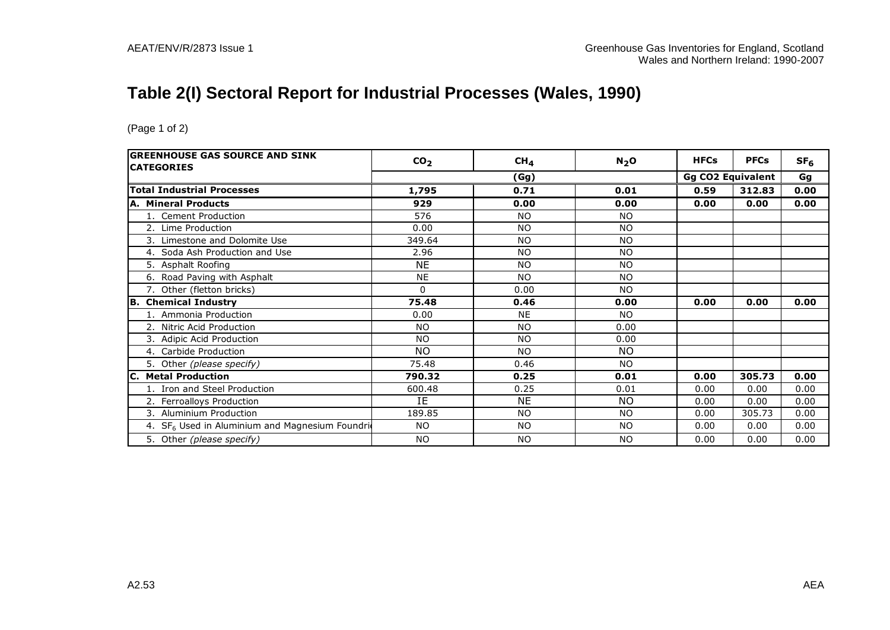# Table 2(I) Sectoral Report for Industrial Processes (Wales, 1990)

(Page 1 of 2)

| GREENHOUSE GAS SOURCE AND SINK CATEGORIES | $CO_2$ | $CH_4$ | $N_2O$ | HFCs | PFCs | $SF_6$ |
|---|---|---|---|---|---|---|
| | (Gg) | | | Gg CO2 Equivalent | | Gg |
| **Total Industrial Processes** | **1,795** | **0.71** | **0.01** | **0.59** | **312.83** | **0.00** |
| **A. Mineral Products** | **929** | **0.00** | **0.00** | **0.00** | **0.00** | **0.00** |
| 1. Cement Production | 576 | NO | NO | | | |
| 2. Lime Production | 0.00 | NO | NO | | | |
| 3. Limestone and Dolomite Use | 349.64 | NO | NO | | | |
| 4. Soda Ash Production and Use | 2.96 | NO | NO | | | |
| 5. Asphalt Roofing | NE | NO | NO | | | |
| 6. Road Paving with Asphalt | NE | NO | NO | | | |
| 7. Other (fletton bricks) | 0 | 0.00 | NO | | | |
| **B. Chemical Industry** | **75.48** | **0.46** | **0.00** | **0.00** | **0.00** | **0.00** |
| 1. Ammonia Production | 0.00 | NE | NO | | | |
| 2. Nitric Acid Production | NO | NO | 0.00 | | | |
| 3. Adipic Acid Production | NO | NO | 0.00 | | | |
| 4. Carbide Production | NO | NO | NO | | | |
| 5. Other *(please specify)* | 75.48 | 0.46 | NO | | | |
| **C. Metal Production** | **790.32** | **0.25** | **0.01** | **0.00** | **305.73** | **0.00** |
| 1. Iron and Steel Production | 600.48 | 0.25 | 0.01 | 0.00 | 0.00 | 0.00 |
| 2. Ferroalloys Production | IE | NE | NO | 0.00 | 0.00 | 0.00 |
| 3. Aluminium Production | 189.85 | NO | NO | 0.00 | 305.73 | 0.00 |
| 4. $SF_6$ Used in Aluminium and Magnesium Foundri | NO | NO | NO | 0.00 | 0.00 | 0.00 |
| 5. Other *(please specify)* | NO | NO | NO | 0.00 | 0.00 | 0.00 |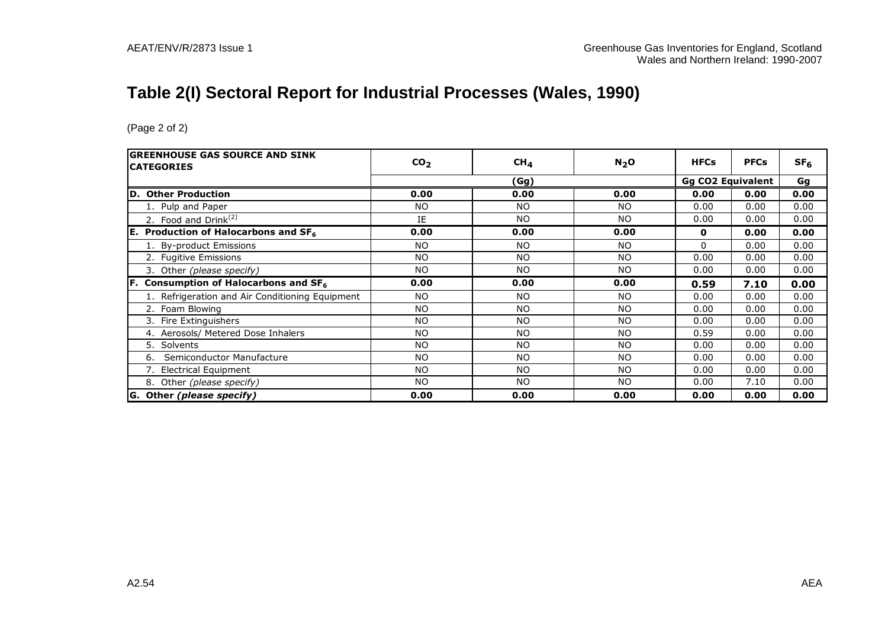# Table 2(I) Sectoral Report for Industrial Processes (Wales, 1990)

(Page 2 of 2)

| GREENHOUSE GAS SOURCE AND SINK CATEGORIES | $CO_2$ | $CH_4$ | $N_2O$ | HFCs | PFCs | $SF_6$ |
|---|---|---|---|---|---|---|
| | (Gg) | | | Gg CO2 Equivalent | | Gg |
| **D. Other Production** | **0.00** | **0.00** | **0.00** | **0.00** | **0.00** | **0.00** |
| 1. Pulp and Paper | NO | NO | NO | 0.00 | 0.00 | 0.00 |
| 2. Food and Drink[(2)] | IE | NO | NO | 0.00 | 0.00 | 0.00 |
| **E. Production of Halocarbons and $SF_6$** | **0.00** | **0.00** | **0.00** | **0** | **0.00** | **0.00** |
| 1. By-product Emissions | NO | NO | NO | 0 | 0.00 | 0.00 |
| 2. Fugitive Emissions | NO | NO | NO | 0.00 | 0.00 | 0.00 |
| 3. Other *(please specify)* | NO | NO | NO | 0.00 | 0.00 | 0.00 |
| **F. Consumption of Halocarbons and $SF_6$** | **0.00** | **0.00** | **0.00** | **0.59** | **7.10** | **0.00** |
| 1. Refrigeration and Air Conditioning Equipment | NO | NO | NO | 0.00 | 0.00 | 0.00 |
| 2. Foam Blowing | NO | NO | NO | 0.00 | 0.00 | 0.00 |
| 3. Fire Extinguishers | NO | NO | NO | 0.00 | 0.00 | 0.00 |
| 4. Aerosols/ Metered Dose Inhalers | NO | NO | NO | 0.59 | 0.00 | 0.00 |
| 5. Solvents | NO | NO | NO | 0.00 | 0.00 | 0.00 |
| 6. Semiconductor Manufacture | NO | NO | NO | 0.00 | 0.00 | 0.00 |
| 7. Electrical Equipment | NO | NO | NO | 0.00 | 0.00 | 0.00 |
| 8. Other *(please specify)* | NO | NO | NO | 0.00 | 7.10 | 0.00 |
| **G. Other *(please specify)*** | **0.00** | **0.00** | **0.00** | **0.00** | **0.00** | **0.00** |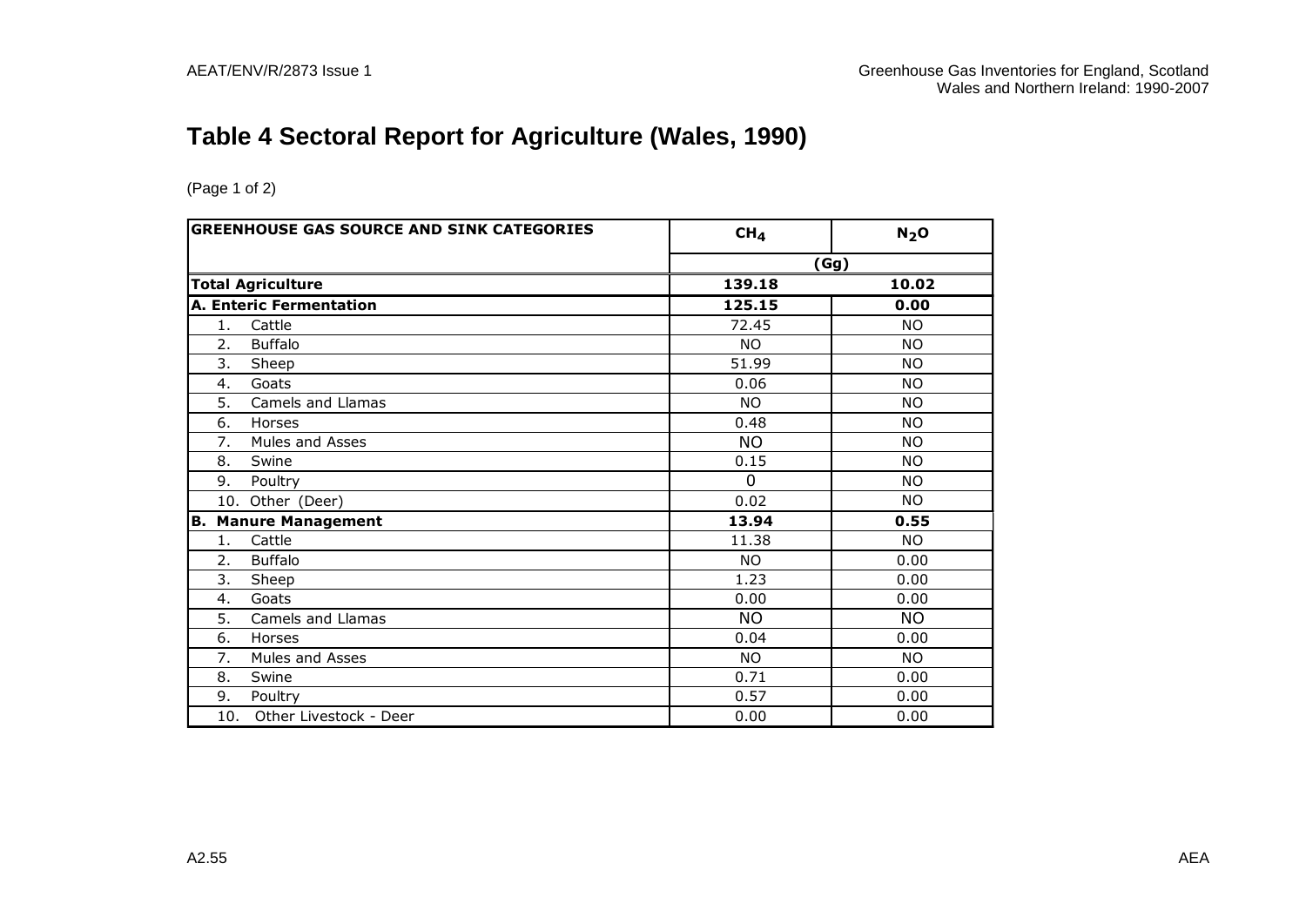# Table 4 Sectoral Report for Agriculture (Wales, 1990)

(Page 1 of 2)

| GREENHOUSE GAS SOURCE AND SINK CATEGORIES | $CH_4$ | $N_2O$ |
|---|---|---|
| | (Gg) | |
| **Total Agriculture** | **139.18** | **10.02** |
| **A. Enteric Fermentation** | **125.15** | **0.00** |
| 1. Cattle | 72.45 | NO |
| 2. Buffalo | NO | NO |
| 3. Sheep | 51.99 | NO |
| 4. Goats | 0.06 | NO |
| 5. Camels and Llamas | NO | NO |
| 6. Horses | 0.48 | NO |
| 7. Mules and Asses | NO | NO |
| 8. Swine | 0.15 | NO |
| 9. Poultry | 0 | NO |
| 10. Other (Deer) | 0.02 | NO |
| **B. Manure Management** | **13.94** | **0.55** |
| 1. Cattle | 11.38 | NO |
| 2. Buffalo | NO | 0.00 |
| 3. Sheep | 1.23 | 0.00 |
| 4. Goats | 0.00 | 0.00 |
| 5. Camels and Llamas | NO | NO |
| 6. Horses | 0.04 | 0.00 |
| 7. Mules and Asses | NO | NO |
| 8. Swine | 0.71 | 0.00 |
| 9. Poultry | 0.57 | 0.00 |
| 10. Other Livestock - Deer | 0.00 | 0.00 |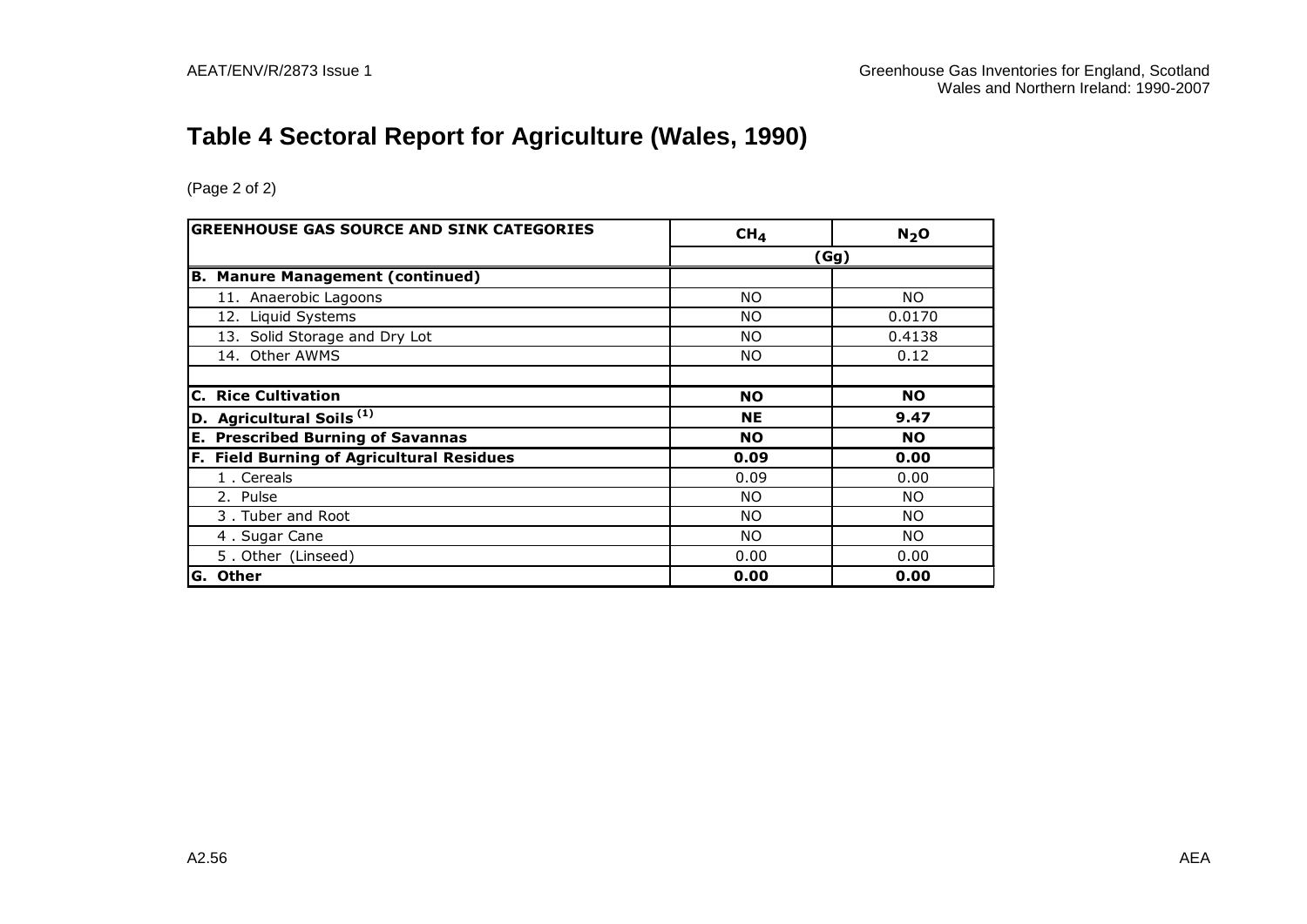# Table 4 Sectoral Report for Agriculture (Wales, 1990)

(Page 2 of 2)

| GREENHOUSE GAS SOURCE AND SINK CATEGORIES | $CH_4$ | $N_2O$ |
|---|---|---|
| | (Gg) | |
| **B. Manure Management (continued)** | | |
| 11. Anaerobic Lagoons | NO | NO |
| 12. Liquid Systems | NO | 0.0170 |
| 13. Solid Storage and Dry Lot | NO | 0.4138 |
| 14. Other AWMS | NO | 0.12 |
| | | |
| **C. Rice Cultivation** | **NO** | **NO** |
| **D. Agricultural Soils (1)** | **NE** | **9.47** |
| **E. Prescribed Burning of Savannas** | **NO** | **NO** |
| **F. Field Burning of Agricultural Residues** | **0.09** | **0.00** |
| 1 . Cereals | 0.09 | 0.00 |
| 2. Pulse | NO | NO |
| 3 . Tuber and Root | NO | NO |
| 4 . Sugar Cane | NO | NO |
| 5 . Other (Linseed) | 0.00 | 0.00 |
| **G. Other** | **0.00** | **0.00** |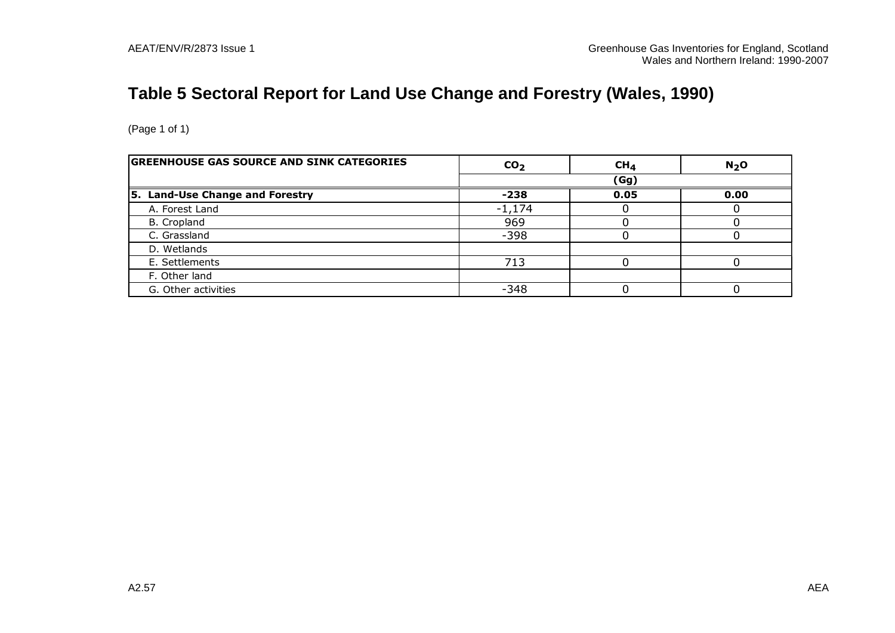# Table 5 Sectoral Report for Land Use Change and Forestry (Wales, 1990)

(Page 1 of 1)

| GREENHOUSE GAS SOURCE AND SINK CATEGORIES | $CO_2$ | $CH_4$ | $N_2O$ |
|---|---|---|---|
| | (Gg) | | |
| **5. Land-Use Change and Forestry** | **-238** | **0.05** | **0.00** |
| A. Forest Land | -1,174 | 0 | 0 |
| B. Cropland | 969 | 0 | 0 |
| C. Grassland | -398 | 0 | 0 |
| D. Wetlands | | | |
| E. Settlements | 713 | 0 | 0 |
| F. Other land | | | |
| G. Other activities | -348 | 0 | 0 |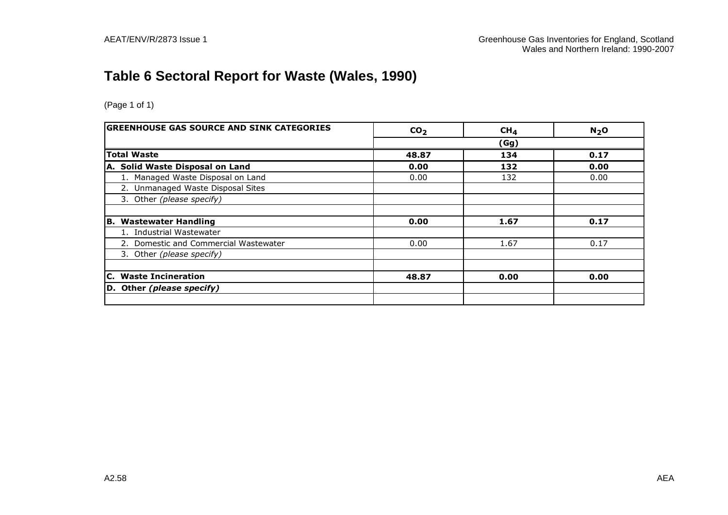# Table 6 Sectoral Report for Waste (Wales, 1990)

(Page 1 of 1)

| GREENHOUSE GAS SOURCE AND SINK CATEGORIES | $CO_2$ | $CH_4$ | $N_2O$ |
|---|---|---|---|
| | (Gg) | | |
| **Total Waste** | **48.87** | **134** | **0.17** |
| **A. Solid Waste Disposal on Land** | **0.00** | **132** | **0.00** |
| 1. Managed Waste Disposal on Land | 0.00 | 132 | 0.00 |
| 2. Unmanaged Waste Disposal Sites | | | |
| 3. Other *(please specify)* | | | |
| | | | |
| **B. Wastewater Handling** | **0.00** | **1.67** | **0.17** |
| 1. Industrial Wastewater | | | |
| 2. Domestic and Commercial Wastewater | 0.00 | 1.67 | 0.17 |
| 3. Other *(please specify)* | | | |
| | | | |
| **C. Waste Incineration** | **48.87** | **0.00** | **0.00** |
| **D. Other *(please specify)*** | | | |
| | | | |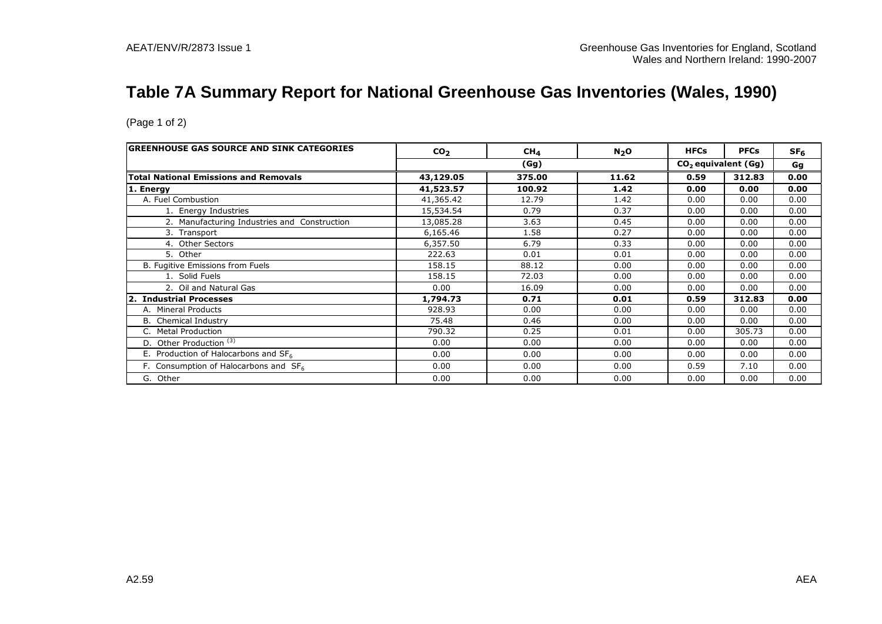# Table 7A Summary Report for National Greenhouse Gas Inventories (Wales, 1990)

(Page 1 of 2)

| GREENHOUSE GAS SOURCE AND SINK CATEGORIES | $CO_2$ | $CH_4$ | $N_2O$ | HFCs | PFCs | $SF_6$ |
|---|---|---|---|---|---|---|
| | (Gg) | | | $CO_2$ equivalent (Gg) | | Gg |
| **Total National Emissions and Removals** | **43,129.05** | **375.00** | **11.62** | **0.59** | **312.83** | **0.00** |
| **1. Energy** | **41,523.57** | **100.92** | **1.42** | **0.00** | **0.00** | **0.00** |
| A. Fuel Combustion | 41,365.42 | 12.79 | 1.42 | 0.00 | 0.00 | 0.00 |
| 1. Energy Industries | 15,534.54 | 0.79 | 0.37 | 0.00 | 0.00 | 0.00 |
| 2. Manufacturing Industries and Construction | 13,085.28 | 3.63 | 0.45 | 0.00 | 0.00 | 0.00 |
| 3. Transport | 6,165.46 | 1.58 | 0.27 | 0.00 | 0.00 | 0.00 |
| 4. Other Sectors | 6,357.50 | 6.79 | 0.33 | 0.00 | 0.00 | 0.00 |
| 5. Other | 222.63 | 0.01 | 0.01 | 0.00 | 0.00 | 0.00 |
| B. Fugitive Emissions from Fuels | 158.15 | 88.12 | 0.00 | 0.00 | 0.00 | 0.00 |
| 1. Solid Fuels | 158.15 | 72.03 | 0.00 | 0.00 | 0.00 | 0.00 |
| 2. Oil and Natural Gas | 0.00 | 16.09 | 0.00 | 0.00 | 0.00 | 0.00 |
| **2. Industrial Processes** | **1,794.73** | **0.71** | **0.01** | **0.59** | **312.83** | **0.00** |
| A. Mineral Products | 928.93 | 0.00 | 0.00 | 0.00 | 0.00 | 0.00 |
| B. Chemical Industry | 75.48 | 0.46 | 0.00 | 0.00 | 0.00 | 0.00 |
| C. Metal Production | 790.32 | 0.25 | 0.01 | 0.00 | 305.73 | 0.00 |
| D. Other Production [(3)] | 0.00 | 0.00 | 0.00 | 0.00 | 0.00 | 0.00 |
| E. Production of Halocarbons and $SF_6$ | 0.00 | 0.00 | 0.00 | 0.00 | 0.00 | 0.00 |
| F. Consumption of Halocarbons and $SF_6$ | 0.00 | 0.00 | 0.00 | 0.59 | 7.10 | 0.00 |
| G. Other | 0.00 | 0.00 | 0.00 | 0.00 | 0.00 | 0.00 |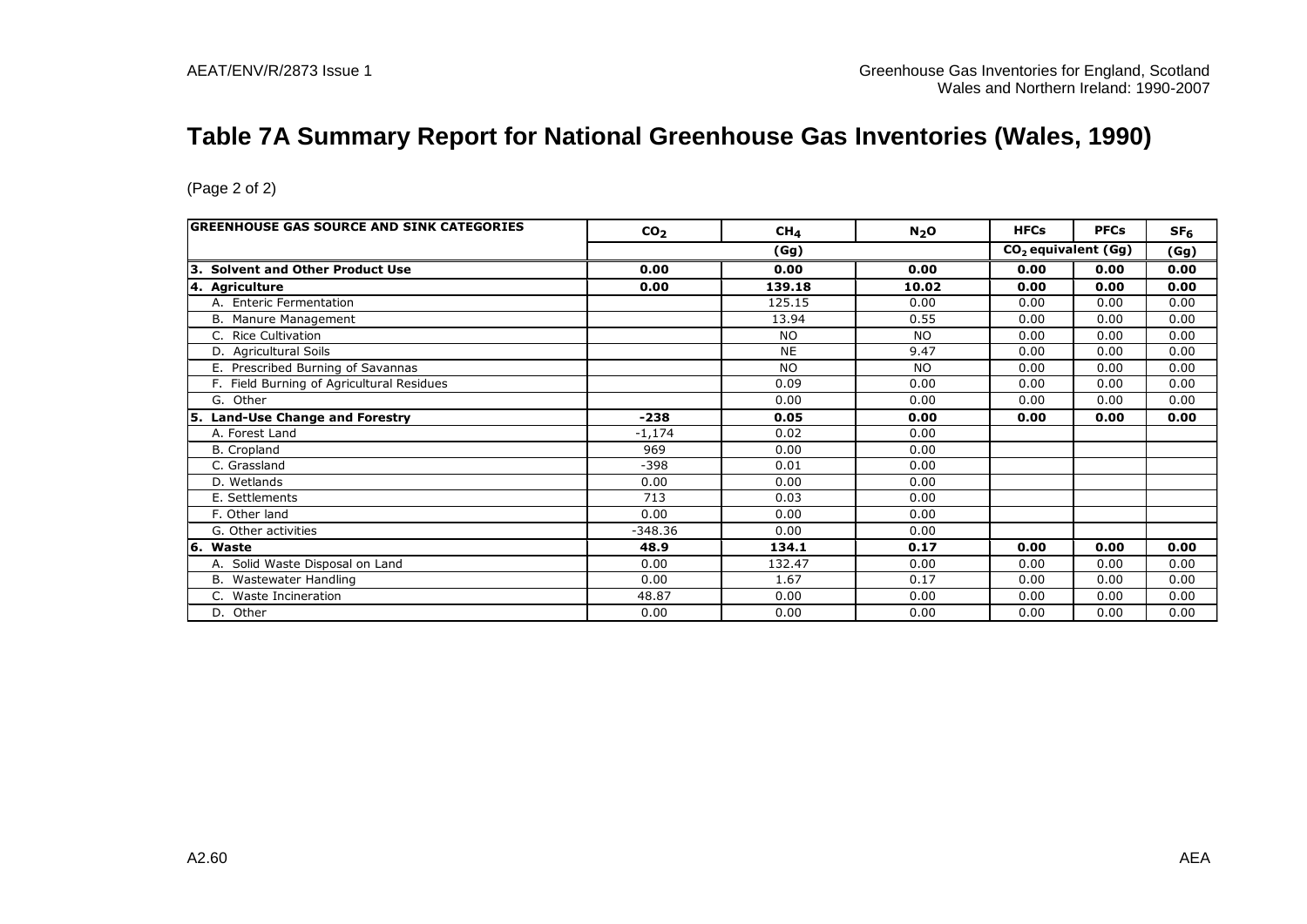# Table 7A Summary Report for National Greenhouse Gas Inventories (Wales, 1990)

(Page 2 of 2)

| GREENHOUSE GAS SOURCE AND SINK CATEGORIES | $CO_2$ | $CH_4$ | $N_2O$ | HFCs | PFCs | $SF_6$ |
|---|---|---|---|---|---|---|
| | (Gg) | | | $CO_2$ equivalent (Gg) | | (Gg) |
| **3. Solvent and Other Product Use** | **0.00** | **0.00** | **0.00** | **0.00** | **0.00** | **0.00** |
| **4. Agriculture** | **0.00** | **139.18** | **10.02** | **0.00** | **0.00** | **0.00** |
| A. Enteric Fermentation | | 125.15 | 0.00 | 0.00 | 0.00 | 0.00 |
| B. Manure Management | | 13.94 | 0.55 | 0.00 | 0.00 | 0.00 |
| C. Rice Cultivation | | NO | NO | 0.00 | 0.00 | 0.00 |
| D. Agricultural Soils | | NE | 9.47 | 0.00 | 0.00 | 0.00 |
| E. Prescribed Burning of Savannas | | NO | NO | 0.00 | 0.00 | 0.00 |
| F. Field Burning of Agricultural Residues | | 0.09 | 0.00 | 0.00 | 0.00 | 0.00 |
| G. Other | | 0.00 | 0.00 | 0.00 | 0.00 | 0.00 |
| **5. Land-Use Change and Forestry** | **-238** | **0.05** | **0.00** | **0.00** | **0.00** | **0.00** |
| A. Forest Land | -1,174 | 0.02 | 0.00 | | | |
| B. Cropland | 969 | 0.00 | 0.00 | | | |
| C. Grassland | -398 | 0.01 | 0.00 | | | |
| D. Wetlands | 0.00 | 0.00 | 0.00 | | | |
| E. Settlements | 713 | 0.03 | 0.00 | | | |
| F. Other land | 0.00 | 0.00 | 0.00 | | | |
| G. Other activities | -348.36 | 0.00 | 0.00 | | | |
| **6. Waste** | **48.9** | **134.1** | **0.17** | **0.00** | **0.00** | **0.00** |
| A. Solid Waste Disposal on Land | 0.00 | 132.47 | 0.00 | 0.00 | 0.00 | 0.00 |
| B. Wastewater Handling | 0.00 | 1.67 | 0.17 | 0.00 | 0.00 | 0.00 |
| C. Waste Incineration | 48.87 | 0.00 | 0.00 | 0.00 | 0.00 | 0.00 |
| D. Other | 0.00 | 0.00 | 0.00 | 0.00 | 0.00 | 0.00 |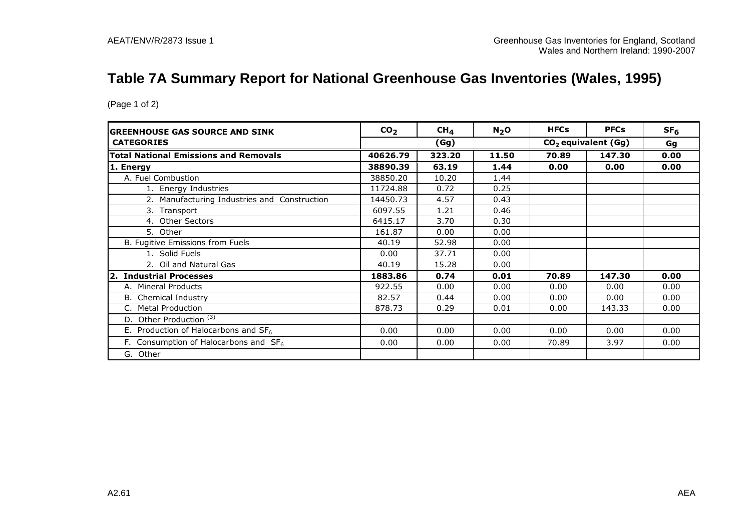# Table 7A Summary Report for National Greenhouse Gas Inventories (Wales, 1995)

(Page 1 of 2)

| GREENHOUSE GAS SOURCE AND SINK CATEGORIES | $CO_2$ | $CH_4$ | $N_2O$ | HFCs | PFCs | $SF_6$ |
|---|---|---|---|---|---|---|
| | (Gg) | | | $CO_2$ equivalent (Gg) | | Gg |
| **Total National Emissions and Removals** | **40626.79** | **323.20** | **11.50** | **70.89** | **147.30** | **0.00** |
| **1. Energy** | **38890.39** | **63.19** | **1.44** | **0.00** | **0.00** | **0.00** |
| A. Fuel Combustion | 38850.20 | 10.20 | 1.44 | | | |
| 1. Energy Industries | 11724.88 | 0.72 | 0.25 | | | |
| 2. Manufacturing Industries and Construction | 14450.73 | 4.57 | 0.43 | | | |
| 3. Transport | 6097.55 | 1.21 | 0.46 | | | |
| 4. Other Sectors | 6415.17 | 3.70 | 0.30 | | | |
| 5. Other | 161.87 | 0.00 | 0.00 | | | |
| B. Fugitive Emissions from Fuels | 40.19 | 52.98 | 0.00 | | | |
| 1. Solid Fuels | 0.00 | 37.71 | 0.00 | | | |
| 2. Oil and Natural Gas | 40.19 | 15.28 | 0.00 | | | |
| **2. Industrial Processes** | **1883.86** | **0.74** | **0.01** | **70.89** | **147.30** | **0.00** |
| A. Mineral Products | 922.55 | 0.00 | 0.00 | 0.00 | 0.00 | 0.00 |
| B. Chemical Industry | 82.57 | 0.44 | 0.00 | 0.00 | 0.00 | 0.00 |
| C. Metal Production | 878.73 | 0.29 | 0.01 | 0.00 | 143.33 | 0.00 |
| D. Other Production [(3)] | | | | | | |
| E. Production of Halocarbons and $SF_6$ | 0.00 | 0.00 | 0.00 | 0.00 | 0.00 | 0.00 |
| F. Consumption of Halocarbons and $SF_6$ | 0.00 | 0.00 | 0.00 | 70.89 | 3.97 | 0.00 |
| G. Other | | | | | | |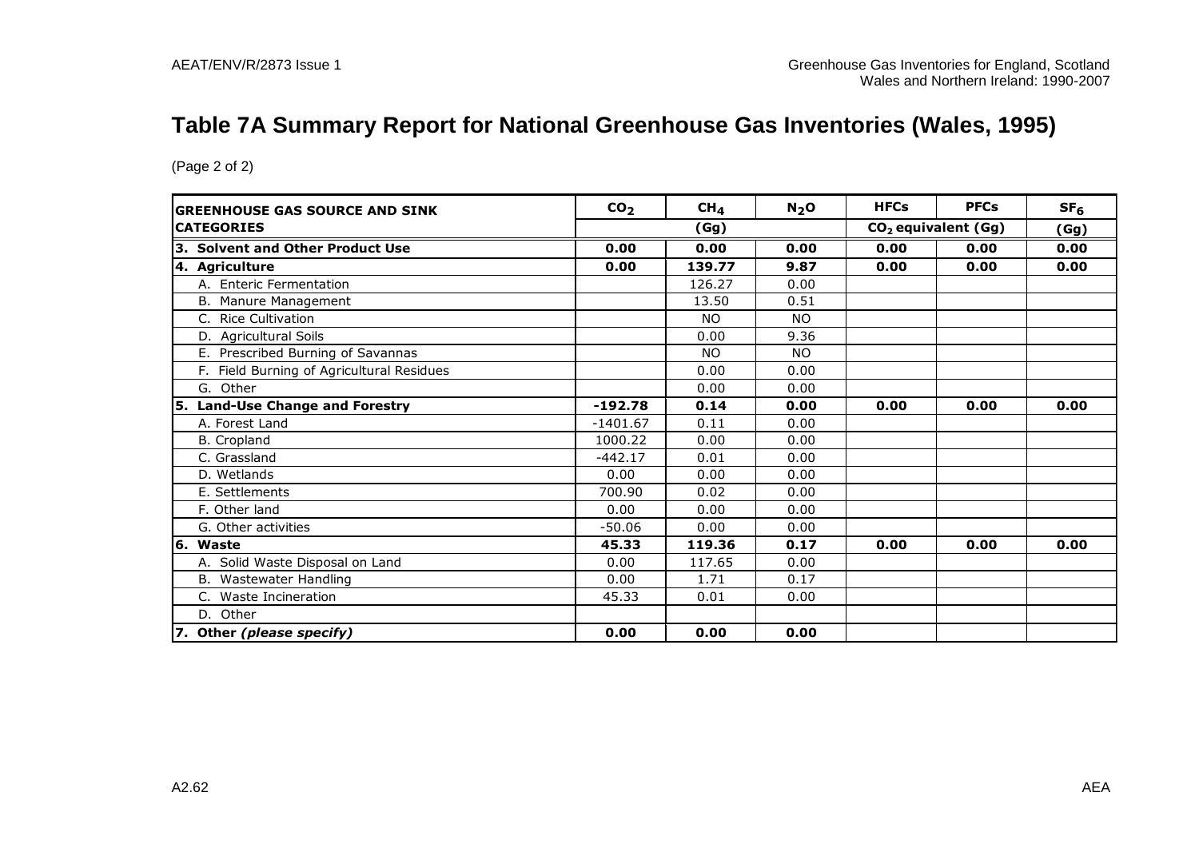# Table 7A Summary Report for National Greenhouse Gas Inventories (Wales, 1995)

(Page 2 of 2)

| GREENHOUSE GAS SOURCE AND SINK CATEGORIES | $CO_2$ | $CH_4$ | $N_2O$ | HFCs | PFCs | $SF_6$ |
|---|---|---|---|---|---|---|
| | (Gg) | | | $CO_2$ equivalent (Gg) | | (Gg) |
| **3. Solvent and Other Product Use** | **0.00** | **0.00** | **0.00** | **0.00** | **0.00** | **0.00** |
| **4. Agriculture** | **0.00** | **139.77** | **9.87** | **0.00** | **0.00** | **0.00** |
| A. Enteric Fermentation | | 126.27 | 0.00 | | | |
| B. Manure Management | | 13.50 | 0.51 | | | |
| C. Rice Cultivation | | NO | NO | | | |
| D. Agricultural Soils | | 0.00 | 9.36 | | | |
| E. Prescribed Burning of Savannas | | NO | NO | | | |
| F. Field Burning of Agricultural Residues | | 0.00 | 0.00 | | | |
| G. Other | | 0.00 | 0.00 | | | |
| **5. Land-Use Change and Forestry** | **-192.78** | **0.14** | **0.00** | **0.00** | **0.00** | **0.00** |
| A. Forest Land | -1401.67 | 0.11 | 0.00 | | | |
| B. Cropland | 1000.22 | 0.00 | 0.00 | | | |
| C. Grassland | -442.17 | 0.01 | 0.00 | | | |
| D. Wetlands | 0.00 | 0.00 | 0.00 | | | |
| E. Settlements | 700.90 | 0.02 | 0.00 | | | |
| F. Other land | 0.00 | 0.00 | 0.00 | | | |
| G. Other activities | -50.06 | 0.00 | 0.00 | | | |
| **6. Waste** | **45.33** | **119.36** | **0.17** | **0.00** | **0.00** | **0.00** |
| A. Solid Waste Disposal on Land | 0.00 | 117.65 | 0.00 | | | |
| B. Wastewater Handling | 0.00 | 1.71 | 0.17 | | | |
| C. Waste Incineration | 45.33 | 0.01 | 0.00 | | | |
| D. Other | | | | | | |
| **7. Other *(please specify)*** | **0.00** | **0.00** | **0.00** | | | |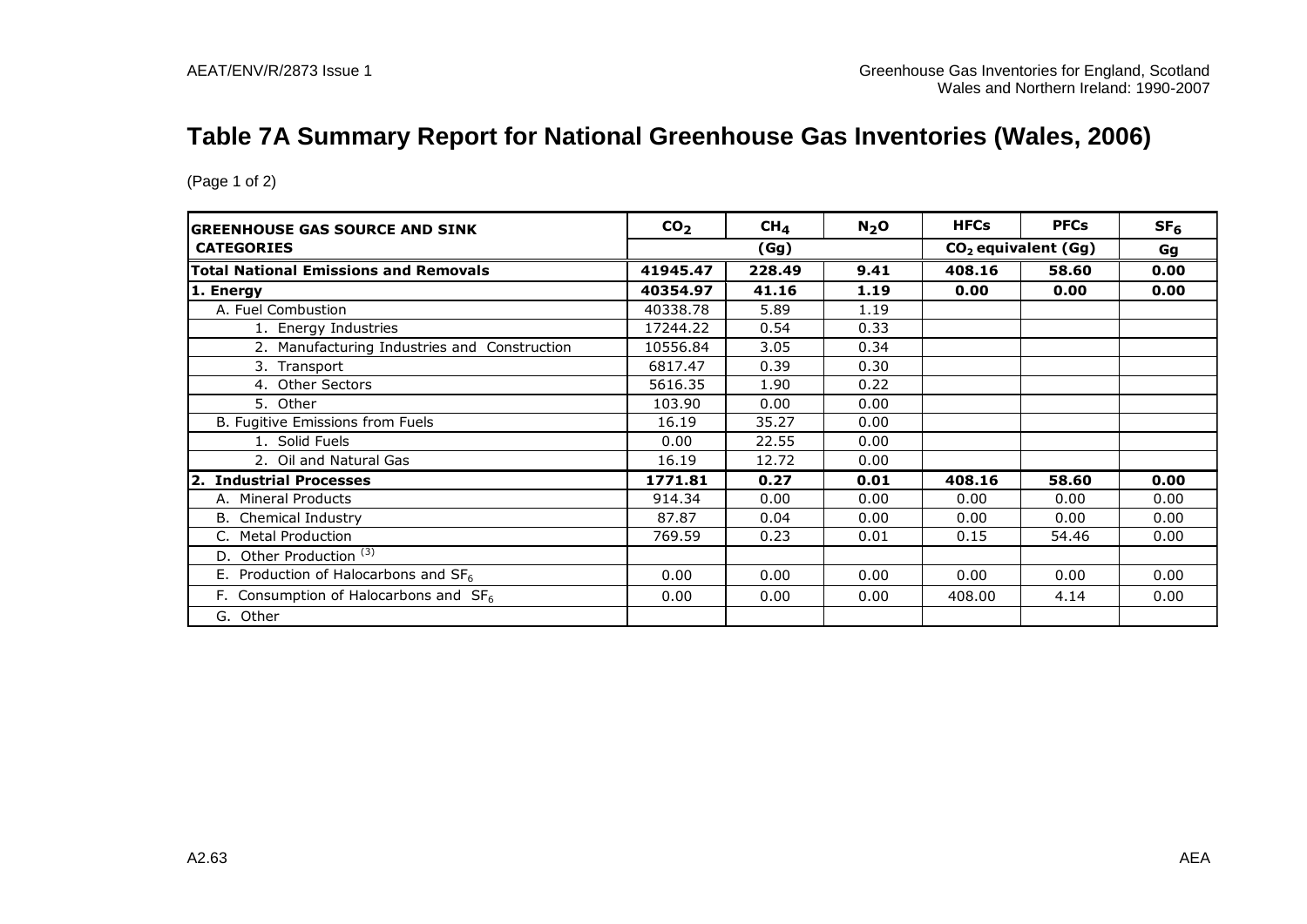# Table 7A Summary Report for National Greenhouse Gas Inventories (Wales, 2006)

(Page 1 of 2)

| GREENHOUSE GAS SOURCE AND SINK CATEGORIES | $CO_2$ | $CH_4$ | $N_2O$ | HFCs | PFCs | $SF_6$ |
|---|---|---|---|---|---|---|
| | (Gg) | | | $CO_2$ equivalent (Gg) | | Gg |
| **Total National Emissions and Removals** | **41945.47** | **228.49** | **9.41** | **408.16** | **58.60** | **0.00** |
| **1. Energy** | **40354.97** | **41.16** | **1.19** | **0.00** | **0.00** | **0.00** |
| A. Fuel Combustion | 40338.78 | 5.89 | 1.19 | | | |
| 1. Energy Industries | 17244.22 | 0.54 | 0.33 | | | |
| 2. Manufacturing Industries and Construction | 10556.84 | 3.05 | 0.34 | | | |
| 3. Transport | 6817.47 | 0.39 | 0.30 | | | |
| 4. Other Sectors | 5616.35 | 1.90 | 0.22 | | | |
| 5. Other | 103.90 | 0.00 | 0.00 | | | |
| B. Fugitive Emissions from Fuels | 16.19 | 35.27 | 0.00 | | | |
| 1. Solid Fuels | 0.00 | 22.55 | 0.00 | | | |
| 2. Oil and Natural Gas | 16.19 | 12.72 | 0.00 | | | |
| **2. Industrial Processes** | **1771.81** | **0.27** | **0.01** | **408.16** | **58.60** | **0.00** |
| A. Mineral Products | 914.34 | 0.00 | 0.00 | 0.00 | 0.00 | 0.00 |
| B. Chemical Industry | 87.87 | 0.04 | 0.00 | 0.00 | 0.00 | 0.00 |
| C. Metal Production | 769.59 | 0.23 | 0.01 | 0.15 | 54.46 | 0.00 |
| D. Other Production [(3)] | | | | | | |
| E. Production of Halocarbons and $SF_6$ | 0.00 | 0.00 | 0.00 | 0.00 | 0.00 | 0.00 |
| F. Consumption of Halocarbons and $SF_6$ | 0.00 | 0.00 | 0.00 | 408.00 | 4.14 | 0.00 |
| G. Other | | | | | | |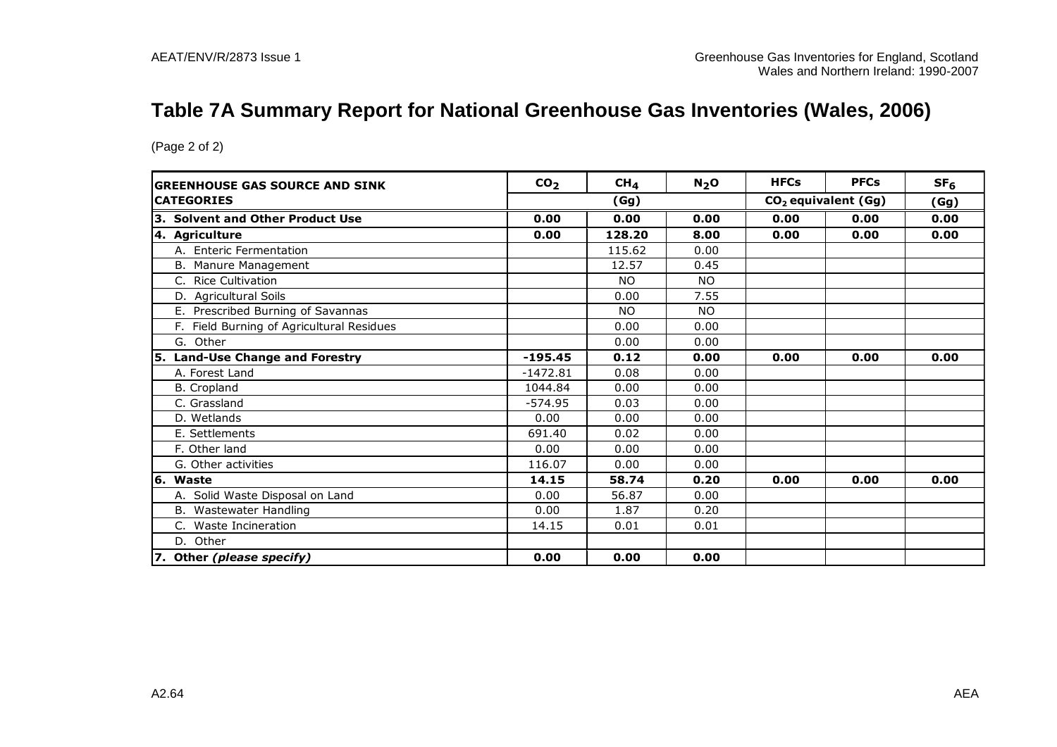# Table 7A Summary Report for National Greenhouse Gas Inventories (Wales, 2006)

(Page 2 of 2)

| GREENHOUSE GAS SOURCE AND SINK CATEGORIES | $CO_2$ | $CH_4$ | $N_2O$ | HFCs | PFCs | $SF_6$ |
|---|---|---|---|---|---|---|
| | (Gg) | | | $CO_2$ equivalent (Gg) | | (Gg) |
| **3. Solvent and Other Product Use** | **0.00** | **0.00** | **0.00** | **0.00** | **0.00** | **0.00** |
| **4. Agriculture** | **0.00** | **128.20** | **8.00** | **0.00** | **0.00** | **0.00** |
| A. Enteric Fermentation | | 115.62 | 0.00 | | | |
| B. Manure Management | | 12.57 | 0.45 | | | |
| C. Rice Cultivation | | NO | NO | | | |
| D. Agricultural Soils | | 0.00 | 7.55 | | | |
| E. Prescribed Burning of Savannas | | NO | NO | | | |
| F. Field Burning of Agricultural Residues | | 0.00 | 0.00 | | | |
| G. Other | | 0.00 | 0.00 | | | |
| **5. Land-Use Change and Forestry** | **-195.45** | **0.12** | **0.00** | **0.00** | **0.00** | **0.00** |
| A. Forest Land | -1472.81 | 0.08 | 0.00 | | | |
| B. Cropland | 1044.84 | 0.00 | 0.00 | | | |
| C. Grassland | -574.95 | 0.03 | 0.00 | | | |
| D. Wetlands | 0.00 | 0.00 | 0.00 | | | |
| E. Settlements | 691.40 | 0.02 | 0.00 | | | |
| F. Other land | 0.00 | 0.00 | 0.00 | | | |
| G. Other activities | 116.07 | 0.00 | 0.00 | | | |
| **6. Waste** | **14.15** | **58.74** | **0.20** | **0.00** | **0.00** | **0.00** |
| A. Solid Waste Disposal on Land | 0.00 | 56.87 | 0.00 | | | |
| B. Wastewater Handling | 0.00 | 1.87 | 0.20 | | | |
| C. Waste Incineration | 14.15 | 0.01 | 0.01 | | | |
| D. Other | | | | | | |
| **7. Other *(please specify)*** | **0.00** | **0.00** | **0.00** | | | |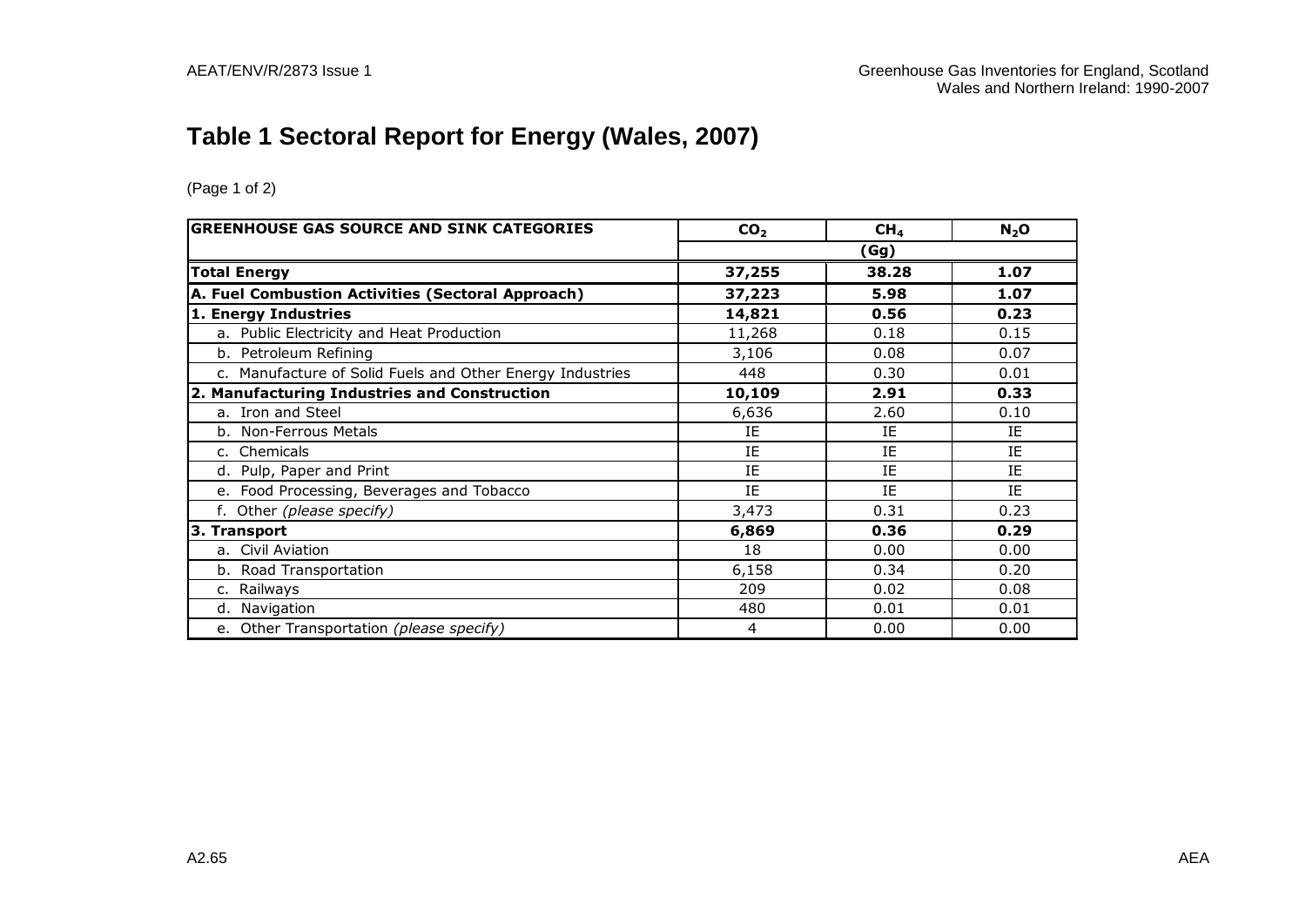## Table 1 Sectoral Report for Energy (Wales, 2007)

(Page 1 of 2)

| GREENHOUSE GAS SOURCE AND SINK CATEGORIES | $CO_2$ | $CH_4$ | $N_2O$ |
|---|---|---|---|
| | (Gg) | | |
| **Total Energy** | **37,255** | **38.28** | **1.07** |
| **A. Fuel Combustion Activities (Sectoral Approach)** | **37,223** | **5.98** | **1.07** |
| **1. Energy Industries** | **14,821** | **0.56** | **0.23** |
| a. Public Electricity and Heat Production | 11,268 | 0.18 | 0.15 |
| b. Petroleum Refining | 3,106 | 0.08 | 0.07 |
| c. Manufacture of Solid Fuels and Other Energy Industries | 448 | 0.30 | 0.01 |
| **2. Manufacturing Industries and Construction** | **10,109** | **2.91** | **0.33** |
| a. Iron and Steel | 6,636 | 2.60 | 0.10 |
| b. Non-Ferrous Metals | IE | IE | IE |
| c. Chemicals | IE | IE | IE |
| d. Pulp, Paper and Print | IE | IE | IE |
| e. Food Processing, Beverages and Tobacco | IE | IE | IE |
| f. Other *(please specify)* | 3,473 | 0.31 | 0.23 |
| **3. Transport** | **6,869** | **0.36** | **0.29** |
| a. Civil Aviation | 18 | 0.00 | 0.00 |
| b. Road Transportation | 6,158 | 0.34 | 0.20 |
| c. Railways | 209 | 0.02 | 0.08 |
| d. Navigation | 480 | 0.01 | 0.01 |
| e. Other Transportation *(please specify)* | 4 | 0.00 | 0.00 |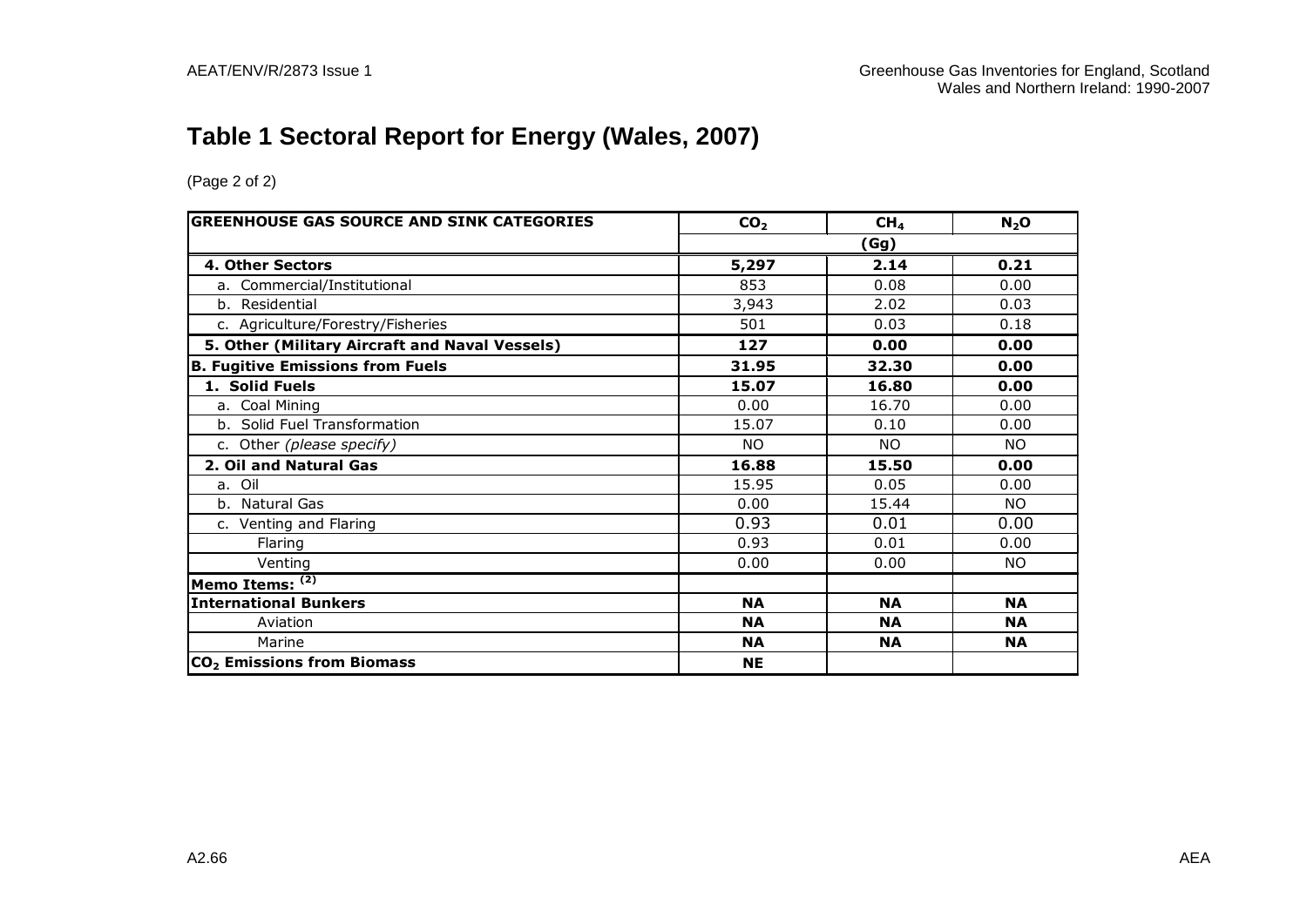# Table 1 Sectoral Report for Energy (Wales, 2007)

(Page 2 of 2)

| GREENHOUSE GAS SOURCE AND SINK CATEGORIES | $CO_2$ | $CH_4$ | $N_2O$ |
|---|---|---|---|
| | (Gg) | | |
| **4. Other Sectors** | **5,297** | **2.14** | **0.21** |
| a. Commercial/Institutional | 853 | 0.08 | 0.00 |
| b. Residential | 3,943 | 2.02 | 0.03 |
| c. Agriculture/Forestry/Fisheries | 501 | 0.03 | 0.18 |
| **5. Other (Military Aircraft and Naval Vessels)** | **127** | **0.00** | **0.00** |
| **B. Fugitive Emissions from Fuels** | **31.95** | **32.30** | **0.00** |
| **1. Solid Fuels** | **15.07** | **16.80** | **0.00** |
| a. Coal Mining | 0.00 | 16.70 | 0.00 |
| b. Solid Fuel Transformation | 15.07 | 0.10 | 0.00 |
| c. Other *(please specify)* | NO | NO | NO |
| **2. Oil and Natural Gas** | **16.88** | **15.50** | **0.00** |
| a. Oil | 15.95 | 0.05 | 0.00 |
| b. Natural Gas | 0.00 | 15.44 | NO |
| c. Venting and Flaring | 0.93 | 0.01 | 0.00 |
| Flaring | 0.93 | 0.01 | 0.00 |
| Venting | 0.00 | 0.00 | NO |
| **Memo Items: (2)** | | | |
| **International Bunkers** | **NA** | **NA** | **NA** |
| Aviation | **NA** | **NA** | **NA** |
| Marine | **NA** | **NA** | **NA** |
| **$CO_2$ Emissions from Biomass** | **NE** | | |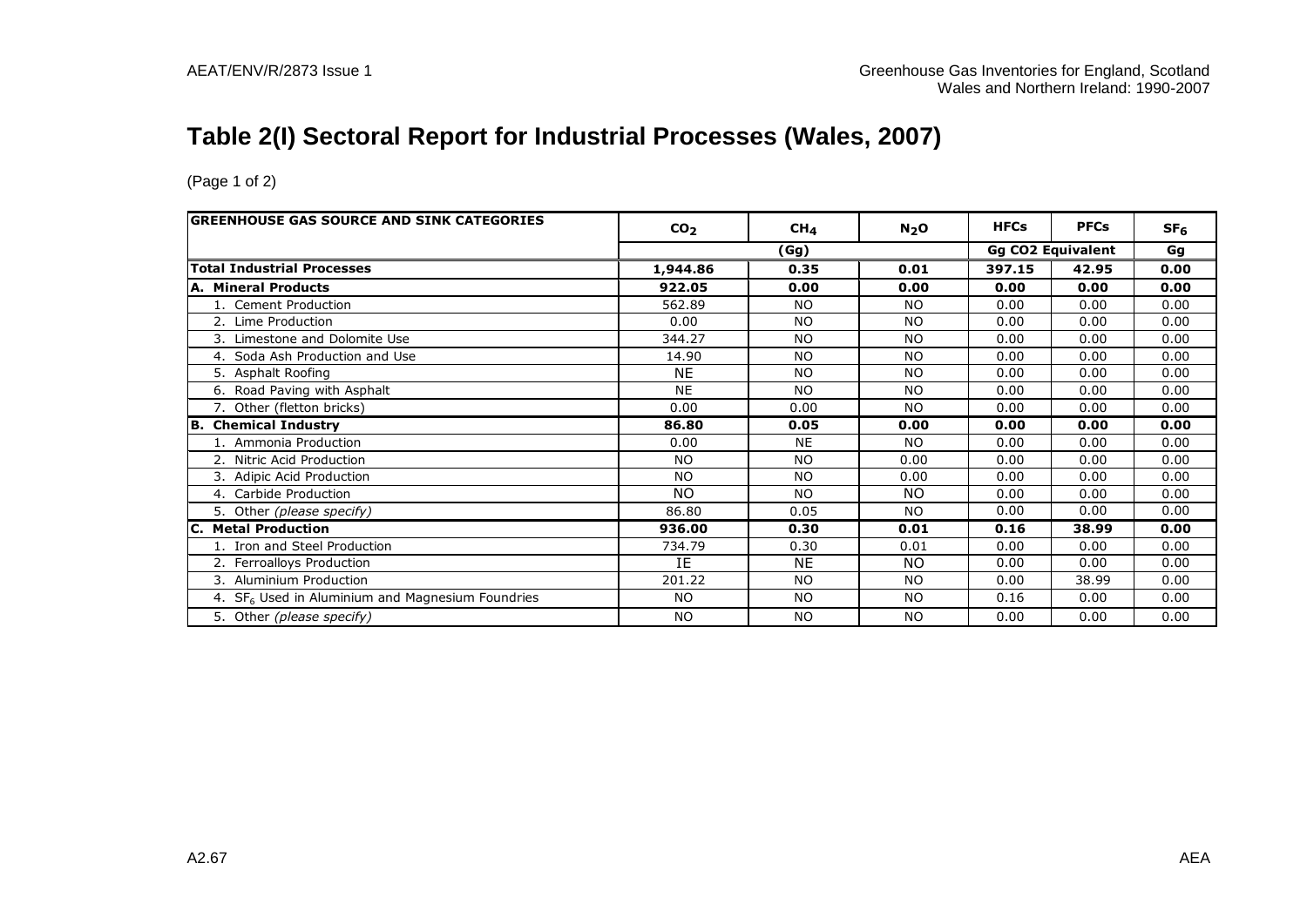# Table 2(I) Sectoral Report for Industrial Processes (Wales, 2007)

(Page 1 of 2)

| GREENHOUSE GAS SOURCE AND SINK CATEGORIES | $CO_2$ | $CH_4$ | $N_2O$ | HFCs | PFCs | $SF_6$ |
|---|---|---|---|---|---|---|
| | (Gg) | | | Gg CO2 Equivalent | | Gg |
| **Total Industrial Processes** | **1,944.86** | **0.35** | **0.01** | **397.15** | **42.95** | **0.00** |
| **A. Mineral Products** | **922.05** | **0.00** | **0.00** | **0.00** | **0.00** | **0.00** |
| 1. Cement Production | 562.89 | NO | NO | 0.00 | 0.00 | 0.00 |
| 2. Lime Production | 0.00 | NO | NO | 0.00 | 0.00 | 0.00 |
| 3. Limestone and Dolomite Use | 344.27 | NO | NO | 0.00 | 0.00 | 0.00 |
| 4. Soda Ash Production and Use | 14.90 | NO | NO | 0.00 | 0.00 | 0.00 |
| 5. Asphalt Roofing | NE | NO | NO | 0.00 | 0.00 | 0.00 |
| 6. Road Paving with Asphalt | NE | NO | NO | 0.00 | 0.00 | 0.00 |
| 7. Other (fletton bricks) | 0.00 | 0.00 | NO | 0.00 | 0.00 | 0.00 |
| **B. Chemical Industry** | **86.80** | **0.05** | **0.00** | **0.00** | **0.00** | **0.00** |
| 1. Ammonia Production | 0.00 | NE | NO | 0.00 | 0.00 | 0.00 |
| 2. Nitric Acid Production | NO | NO | 0.00 | 0.00 | 0.00 | 0.00 |
| 3. Adipic Acid Production | NO | NO | 0.00 | 0.00 | 0.00 | 0.00 |
| 4. Carbide Production | NO | NO | NO | 0.00 | 0.00 | 0.00 |
| 5. Other *(please specify)* | 86.80 | 0.05 | NO | 0.00 | 0.00 | 0.00 |
| **C. Metal Production** | **936.00** | **0.30** | **0.01** | **0.16** | **38.99** | **0.00** |
| 1. Iron and Steel Production | 734.79 | 0.30 | 0.01 | 0.00 | 0.00 | 0.00 |
| 2. Ferroalloys Production | IE | NE | NO | 0.00 | 0.00 | 0.00 |
| 3. Aluminium Production | 201.22 | NO | NO | 0.00 | 38.99 | 0.00 |
| 4. $SF_6$ Used in Aluminium and Magnesium Foundries | NO | NO | NO | 0.16 | 0.00 | 0.00 |
| 5. Other *(please specify)* | NO | NO | NO | 0.00 | 0.00 | 0.00 |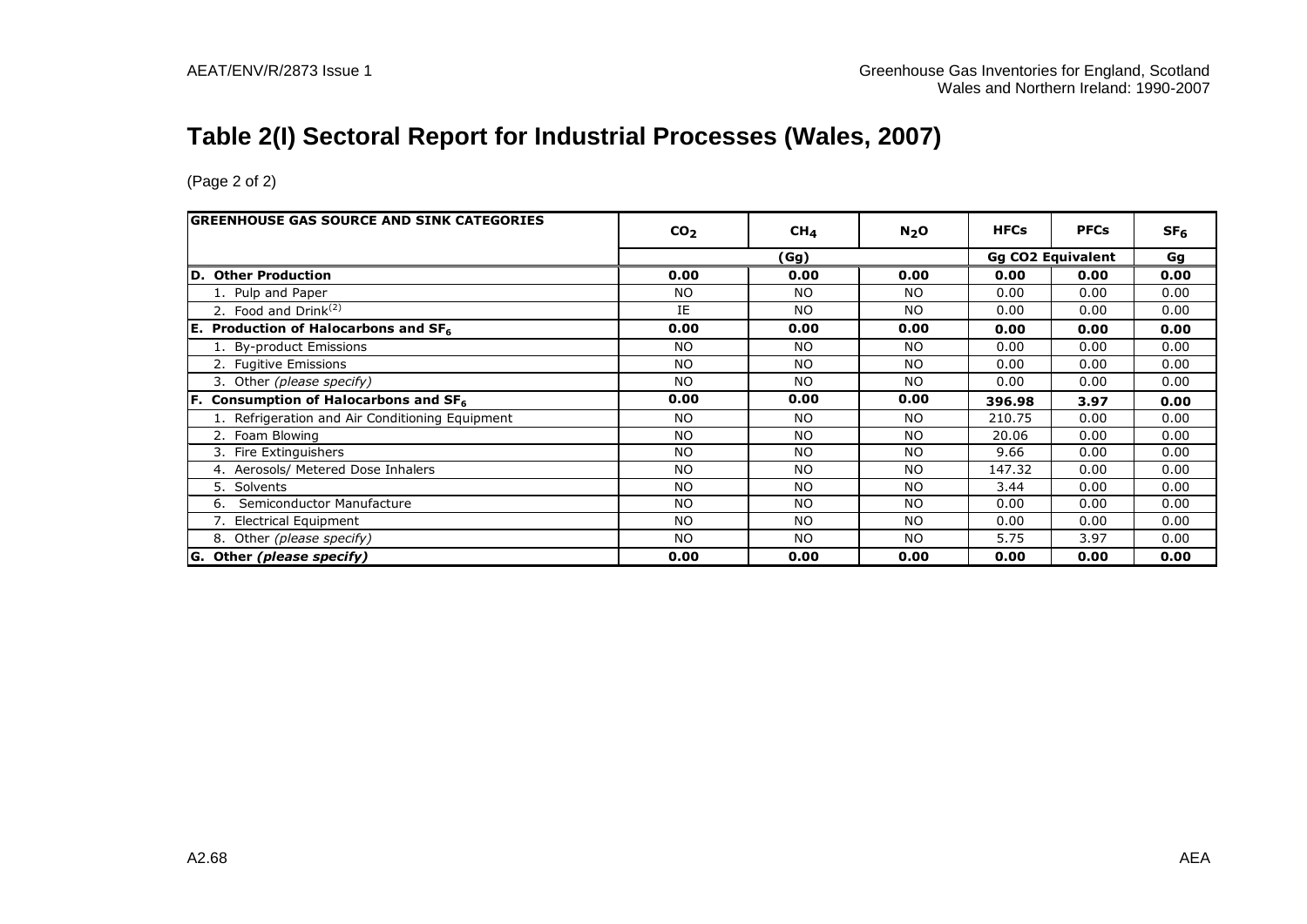## Table 2(I) Sectoral Report for Industrial Processes (Wales, 2007)

(Page 2 of 2)

| GREENHOUSE GAS SOURCE AND SINK CATEGORIES | $CO_2$ | $CH_4$ | $N_2O$ | HFCs | PFCs | $SF_6$ |
|---|---|---|---|---|---|---|
| | (Gg) | | | Gg CO2 Equivalent | | Gg |
| **D. Other Production** | **0.00** | **0.00** | **0.00** | **0.00** | **0.00** | **0.00** |
| 1. Pulp and Paper | NO | NO | NO | 0.00 | 0.00 | 0.00 |
| 2. Food and Drink[(2)] | IE | NO | NO | 0.00 | 0.00 | 0.00 |
| **E. Production of Halocarbons and $SF_6$** | **0.00** | **0.00** | **0.00** | **0.00** | **0.00** | **0.00** |
| 1. By-product Emissions | NO | NO | NO | 0.00 | 0.00 | 0.00 |
| 2. Fugitive Emissions | NO | NO | NO | 0.00 | 0.00 | 0.00 |
| 3. Other *(please specify)* | NO | NO | NO | 0.00 | 0.00 | 0.00 |
| **F. Consumption of Halocarbons and $SF_6$** | **0.00** | **0.00** | **0.00** | **396.98** | **3.97** | **0.00** |
| 1. Refrigeration and Air Conditioning Equipment | NO | NO | NO | 210.75 | 0.00 | 0.00 |
| 2. Foam Blowing | NO | NO | NO | 20.06 | 0.00 | 0.00 |
| 3. Fire Extinguishers | NO | NO | NO | 9.66 | 0.00 | 0.00 |
| 4. Aerosols/ Metered Dose Inhalers | NO | NO | NO | 147.32 | 0.00 | 0.00 |
| 5. Solvents | NO | NO | NO | 3.44 | 0.00 | 0.00 |
| 6. Semiconductor Manufacture | NO | NO | NO | 0.00 | 0.00 | 0.00 |
| 7. Electrical Equipment | NO | NO | NO | 0.00 | 0.00 | 0.00 |
| 8. Other *(please specify)* | NO | NO | NO | 5.75 | 3.97 | 0.00 |
| **G. Other *(please specify)*** | **0.00** | **0.00** | **0.00** | **0.00** | **0.00** | **0.00** |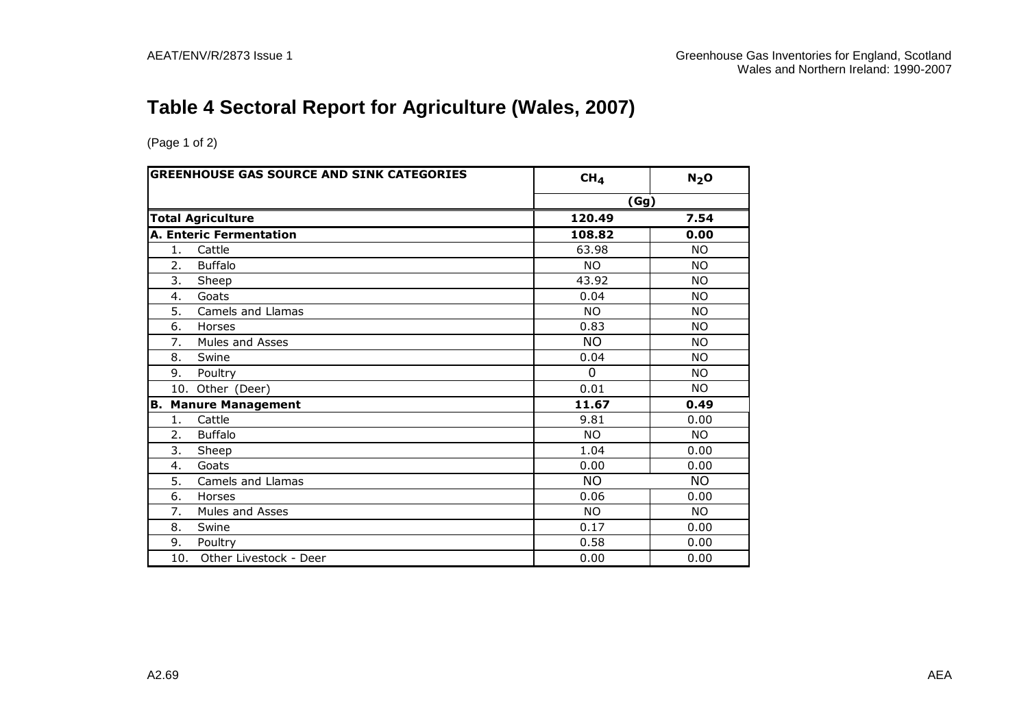# Table 4 Sectoral Report for Agriculture (Wales, 2007)

(Page 1 of 2)

| GREENHOUSE GAS SOURCE AND SINK CATEGORIES | $CH_4$ | $N_2O$ |
|---|---|---|
| | (Gg) | |
| **Total Agriculture** | **120.49** | **7.54** |
| **A. Enteric Fermentation** | **108.82** | **0.00** |
| 1. Cattle | 63.98 | NO |
| 2. Buffalo | NO | NO |
| 3. Sheep | 43.92 | NO |
| 4. Goats | 0.04 | NO |
| 5. Camels and Llamas | NO | NO |
| 6. Horses | 0.83 | NO |
| 7. Mules and Asses | NO | NO |
| 8. Swine | 0.04 | NO |
| 9. Poultry | 0 | NO |
| 10. Other (Deer) | 0.01 | NO |
| **B. Manure Management** | **11.67** | **0.49** |
| 1. Cattle | 9.81 | 0.00 |
| 2. Buffalo | NO | NO |
| 3. Sheep | 1.04 | 0.00 |
| 4. Goats | 0.00 | 0.00 |
| 5. Camels and Llamas | NO | NO |
| 6. Horses | 0.06 | 0.00 |
| 7. Mules and Asses | NO | NO |
| 8. Swine | 0.17 | 0.00 |
| 9. Poultry | 0.58 | 0.00 |
| 10. Other Livestock - Deer | 0.00 | 0.00 |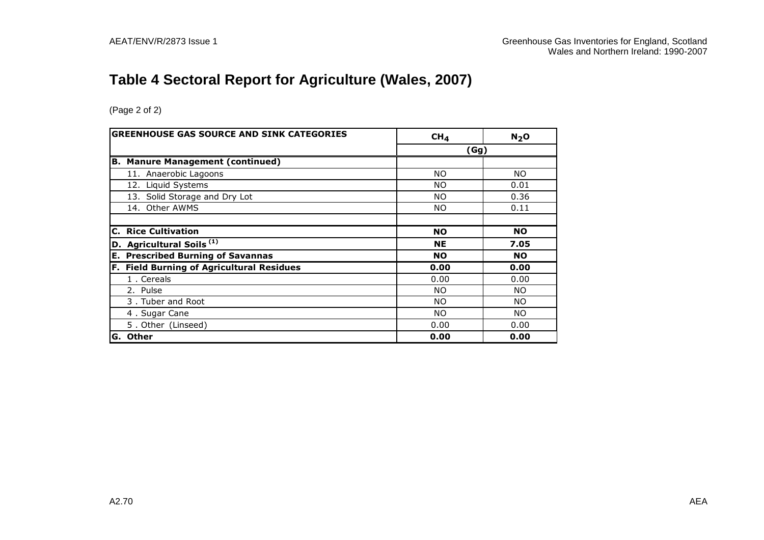# Table 4 Sectoral Report for Agriculture (Wales, 2007)

(Page 2 of 2)

| GREENHOUSE GAS SOURCE AND SINK CATEGORIES | $CH_4$ | $N_2O$ |
|---|---|---|
| | (Gg) | |
| **B. Manure Management (continued)** | | |
| 11. Anaerobic Lagoons | NO | NO |
| 12. Liquid Systems | NO | 0.01 |
| 13. Solid Storage and Dry Lot | NO | 0.36 |
| 14. Other AWMS | NO | 0.11 |
| | | |
| **C. Rice Cultivation** | **NO** | **NO** |
| **D. Agricultural Soils [1]** | **NE** | **7.05** |
| **E. Prescribed Burning of Savannas** | **NO** | **NO** |
| **F. Field Burning of Agricultural Residues** | **0.00** | **0.00** |
| 1 . Cereals | 0.00 | 0.00 |
| 2. Pulse | NO | NO |
| 3 . Tuber and Root | NO | NO |
| 4 . Sugar Cane | NO | NO |
| 5 . Other (Linseed) | 0.00 | 0.00 |
| **G. Other** | **0.00** | **0.00** |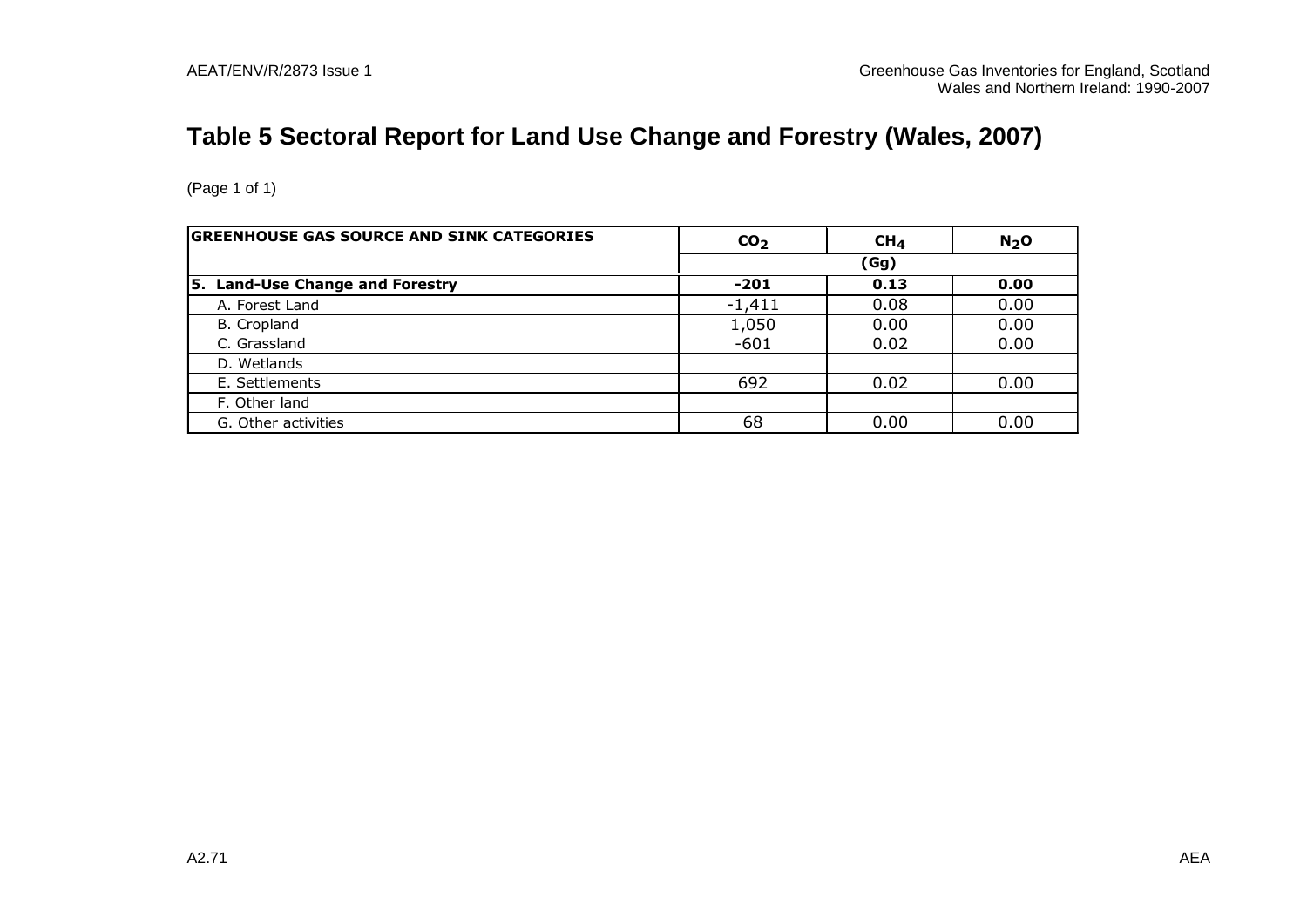# Table 5 Sectoral Report for Land Use Change and Forestry (Wales, 2007)

(Page 1 of 1)

| GREENHOUSE GAS SOURCE AND SINK CATEGORIES | $CO_2$ | $CH_4$ | $N_2O$ |
|---|---|---|---|
| | (Gg) | | |
| **5. Land-Use Change and Forestry** | **-201** | **0.13** | **0.00** |
| A. Forest Land | -1,411 | 0.08 | 0.00 |
| B. Cropland | 1,050 | 0.00 | 0.00 |
| C. Grassland | -601 | 0.02 | 0.00 |
| D. Wetlands | | | |
| E. Settlements | 692 | 0.02 | 0.00 |
| F. Other land | | | |
| G. Other activities | 68 | 0.00 | 0.00 |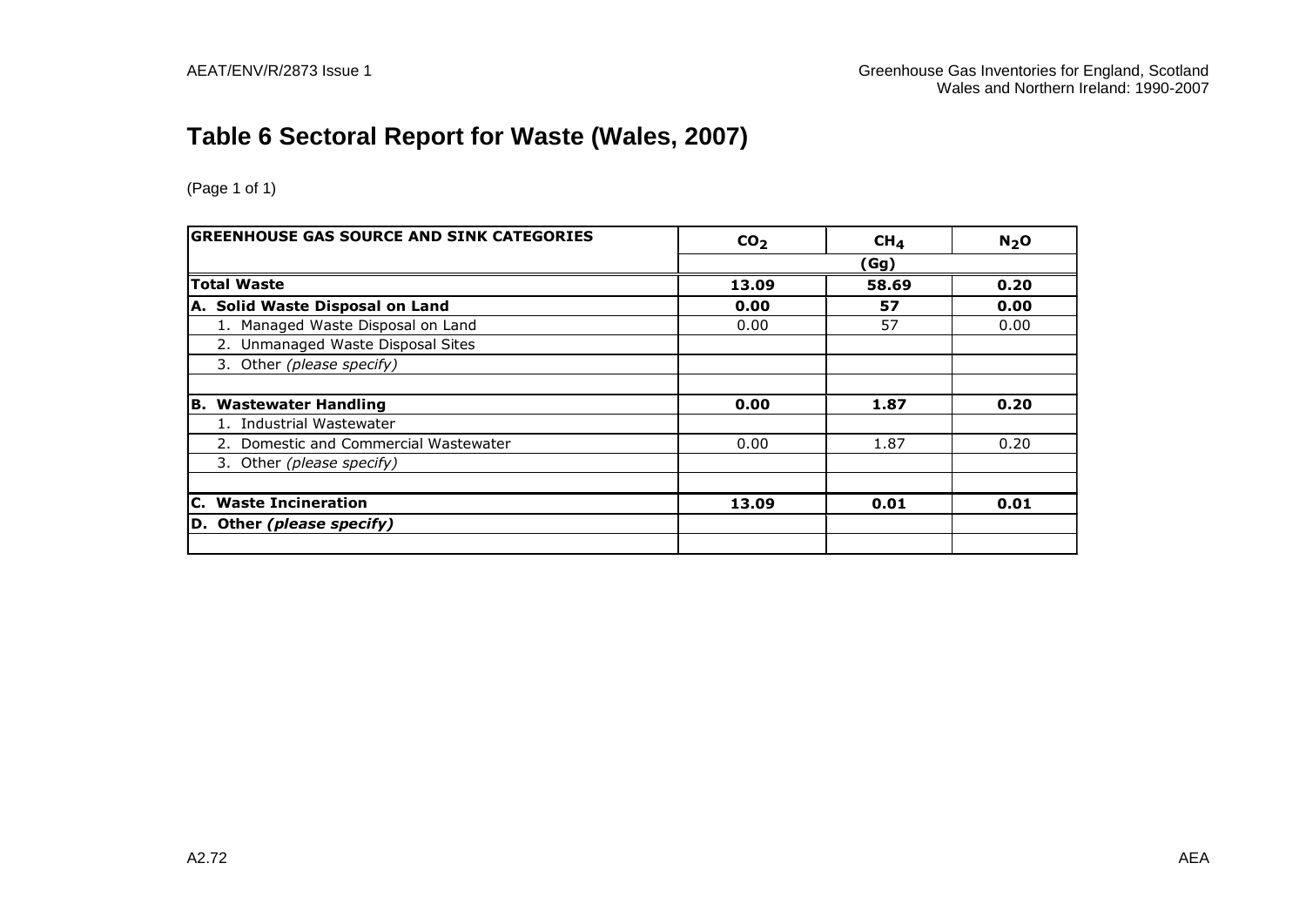# Table 6 Sectoral Report for Waste (Wales, 2007)

(Page 1 of 1)

| GREENHOUSE GAS SOURCE AND SINK CATEGORIES | $CO_2$ | $CH_4$ | $N_2O$ |
|---|---|---|---|
| | (Gg) | | |
| **Total Waste** | **13.09** | **58.69** | **0.20** |
| **A. Solid Waste Disposal on Land** | **0.00** | **57** | **0.00** |
| 1. Managed Waste Disposal on Land | 0.00 | 57 | 0.00 |
| 2. Unmanaged Waste Disposal Sites | | | |
| 3. Other *(please specify)* | | | |
| | | | |
| **B. Wastewater Handling** | **0.00** | **1.87** | **0.20** |
| 1. Industrial Wastewater | | | |
| 2. Domestic and Commercial Wastewater | 0.00 | 1.87 | 0.20 |
| 3. Other *(please specify)* | | | |
| | | | |
| **C. Waste Incineration** | **13.09** | **0.01** | **0.01** |
| **D. Other *(please specify)*** | | | |
| | | | |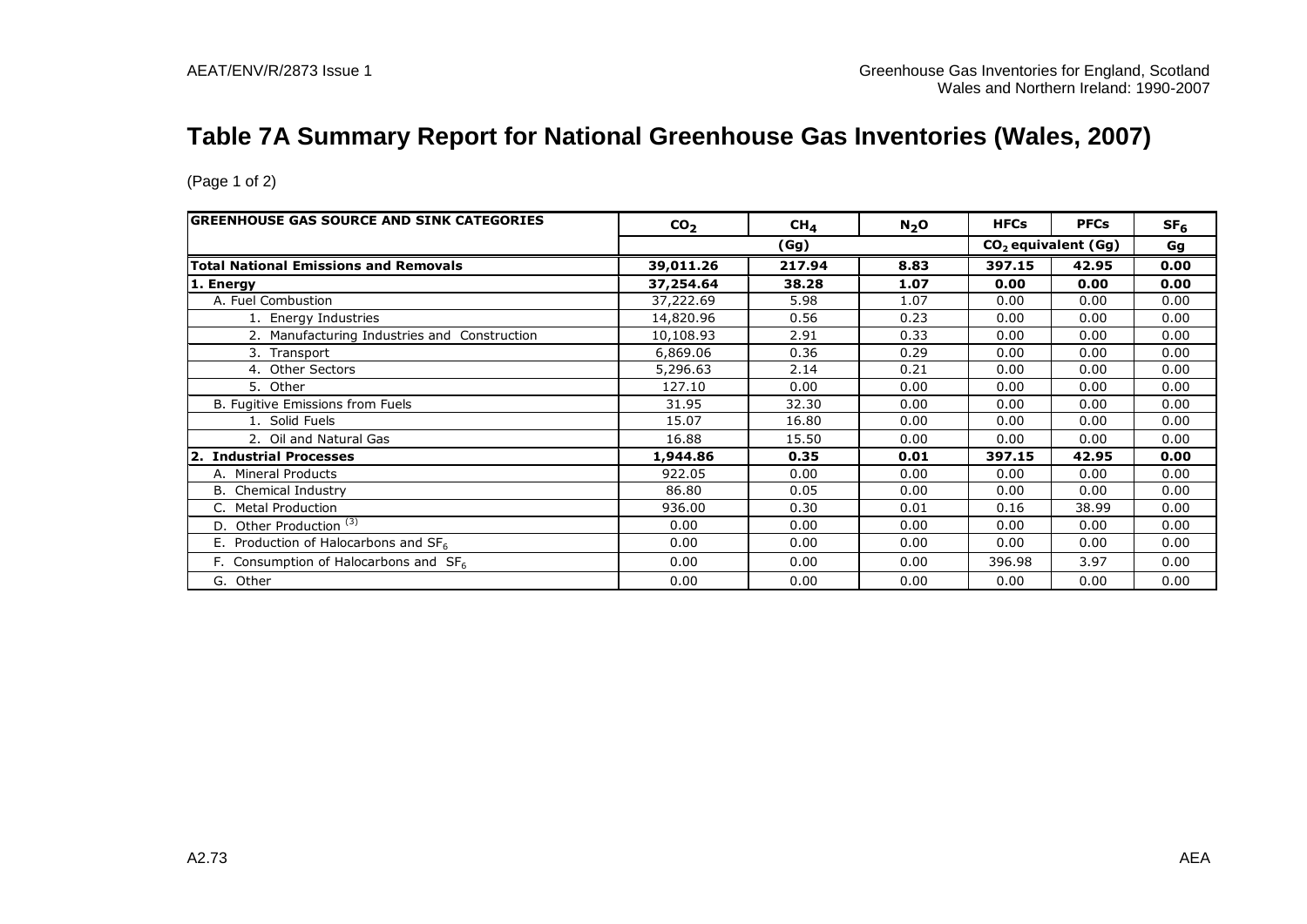# Table 7A Summary Report for National Greenhouse Gas Inventories (Wales, 2007)

(Page 1 of 2)

| GREENHOUSE GAS SOURCE AND SINK CATEGORIES | $CO_2$ | $CH_4$ | $N_2O$ | HFCs | PFCs | $SF_6$ |
|---|---|---|---|---|---|---|
| | (Gg) | | | $CO_2$ equivalent (Gg) | | Gg |
| **Total National Emissions and Removals** | **39,011.26** | **217.94** | **8.83** | **397.15** | **42.95** | **0.00** |
| **1. Energy** | **37,254.64** | **38.28** | **1.07** | **0.00** | **0.00** | **0.00** |
| A. Fuel Combustion | 37,222.69 | 5.98 | 1.07 | 0.00 | 0.00 | 0.00 |
| 1. Energy Industries | 14,820.96 | 0.56 | 0.23 | 0.00 | 0.00 | 0.00 |
| 2. Manufacturing Industries and Construction | 10,108.93 | 2.91 | 0.33 | 0.00 | 0.00 | 0.00 |
| 3. Transport | 6,869.06 | 0.36 | 0.29 | 0.00 | 0.00 | 0.00 |
| 4. Other Sectors | 5,296.63 | 2.14 | 0.21 | 0.00 | 0.00 | 0.00 |
| 5. Other | 127.10 | 0.00 | 0.00 | 0.00 | 0.00 | 0.00 |
| B. Fugitive Emissions from Fuels | 31.95 | 32.30 | 0.00 | 0.00 | 0.00 | 0.00 |
| 1. Solid Fuels | 15.07 | 16.80 | 0.00 | 0.00 | 0.00 | 0.00 |
| 2. Oil and Natural Gas | 16.88 | 15.50 | 0.00 | 0.00 | 0.00 | 0.00 |
| **2. Industrial Processes** | **1,944.86** | **0.35** | **0.01** | **397.15** | **42.95** | **0.00** |
| A. Mineral Products | 922.05 | 0.00 | 0.00 | 0.00 | 0.00 | 0.00 |
| B. Chemical Industry | 86.80 | 0.05 | 0.00 | 0.00 | 0.00 | 0.00 |
| C. Metal Production | 936.00 | 0.30 | 0.01 | 0.16 | 38.99 | 0.00 |
| D. Other Production [(3)] | 0.00 | 0.00 | 0.00 | 0.00 | 0.00 | 0.00 |
| E. Production of Halocarbons and $SF_6$ | 0.00 | 0.00 | 0.00 | 0.00 | 0.00 | 0.00 |
| F. Consumption of Halocarbons and $SF_6$ | 0.00 | 0.00 | 0.00 | 396.98 | 3.97 | 0.00 |
| G. Other | 0.00 | 0.00 | 0.00 | 0.00 | 0.00 | 0.00 |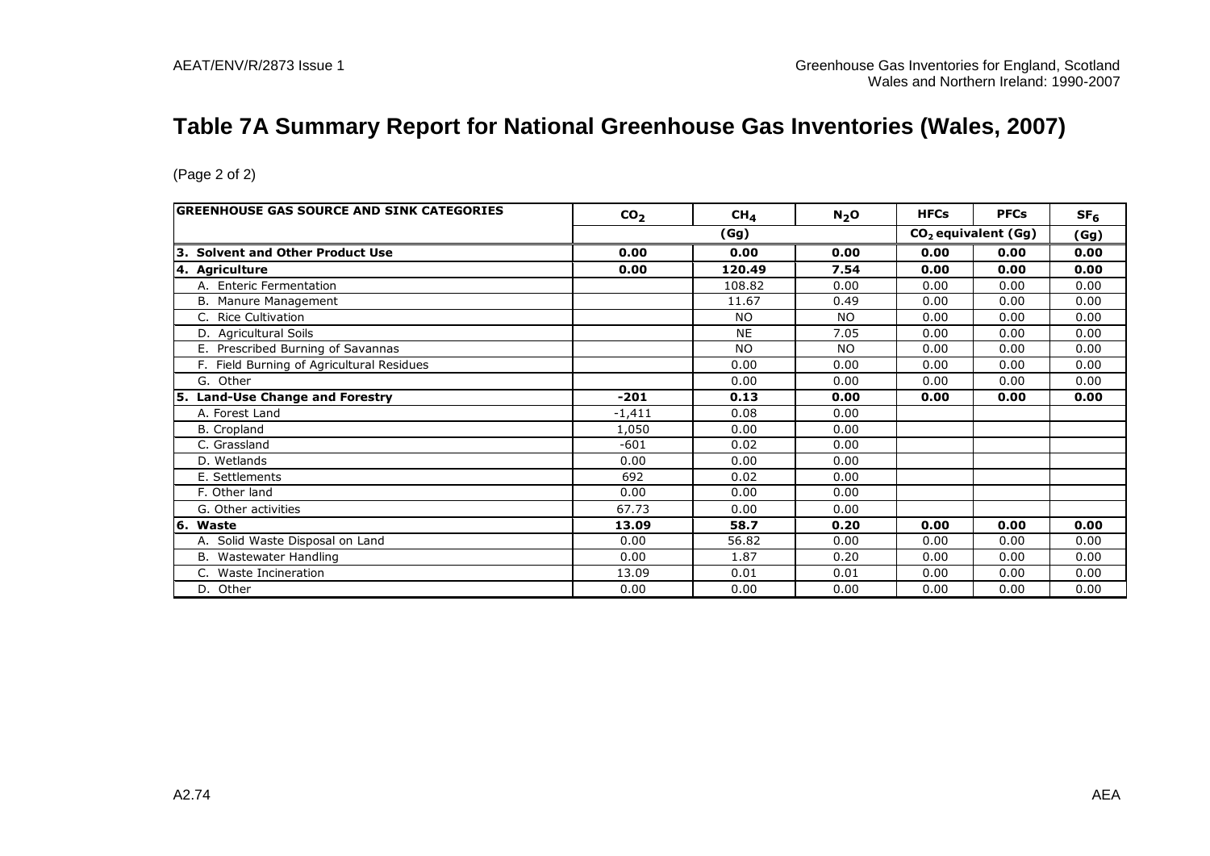# Table 7A Summary Report for National Greenhouse Gas Inventories (Wales, 2007)

(Page 2 of 2)

| GREENHOUSE GAS SOURCE AND SINK CATEGORIES | $CO_2$ | $CH_4$ | $N_2O$ | HFCs | PFCs | $SF_6$ |
|---|---|---|---|---|---|---|
| | | (Gg) | | $CO_2$ equivalent (Gg) | | (Gg) |
| **3. Solvent and Other Product Use** | **0.00** | **0.00** | **0.00** | **0.00** | **0.00** | **0.00** |
| **4. Agriculture** | **0.00** | **120.49** | **7.54** | **0.00** | **0.00** | **0.00** |
| A. Enteric Fermentation | | 108.82 | 0.00 | 0.00 | 0.00 | 0.00 |
| B. Manure Management | | 11.67 | 0.49 | 0.00 | 0.00 | 0.00 |
| C. Rice Cultivation | | NO | NO | 0.00 | 0.00 | 0.00 |
| D. Agricultural Soils | | NE | 7.05 | 0.00 | 0.00 | 0.00 |
| E. Prescribed Burning of Savannas | | NO | NO | 0.00 | 0.00 | 0.00 |
| F. Field Burning of Agricultural Residues | | 0.00 | 0.00 | 0.00 | 0.00 | 0.00 |
| G. Other | | 0.00 | 0.00 | 0.00 | 0.00 | 0.00 |
| **5. Land-Use Change and Forestry** | **-201** | **0.13** | **0.00** | **0.00** | **0.00** | **0.00** |
| A. Forest Land | -1,411 | 0.08 | 0.00 | | | |
| B. Cropland | 1,050 | 0.00 | 0.00 | | | |
| C. Grassland | -601 | 0.02 | 0.00 | | | |
| D. Wetlands | 0.00 | 0.00 | 0.00 | | | |
| E. Settlements | 692 | 0.02 | 0.00 | | | |
| F. Other land | 0.00 | 0.00 | 0.00 | | | |
| G. Other activities | 67.73 | 0.00 | 0.00 | | | |
| **6. Waste** | **13.09** | **58.7** | **0.20** | **0.00** | **0.00** | **0.00** |
| A. Solid Waste Disposal on Land | 0.00 | 56.82 | 0.00 | 0.00 | 0.00 | 0.00 |
| B. Wastewater Handling | 0.00 | 1.87 | 0.20 | 0.00 | 0.00 | 0.00 |
| C. Waste Incineration | 13.09 | 0.01 | 0.01 | 0.00 | 0.00 | 0.00 |
| D. Other | 0.00 | 0.00 | 0.00 | 0.00 | 0.00 | 0.00 |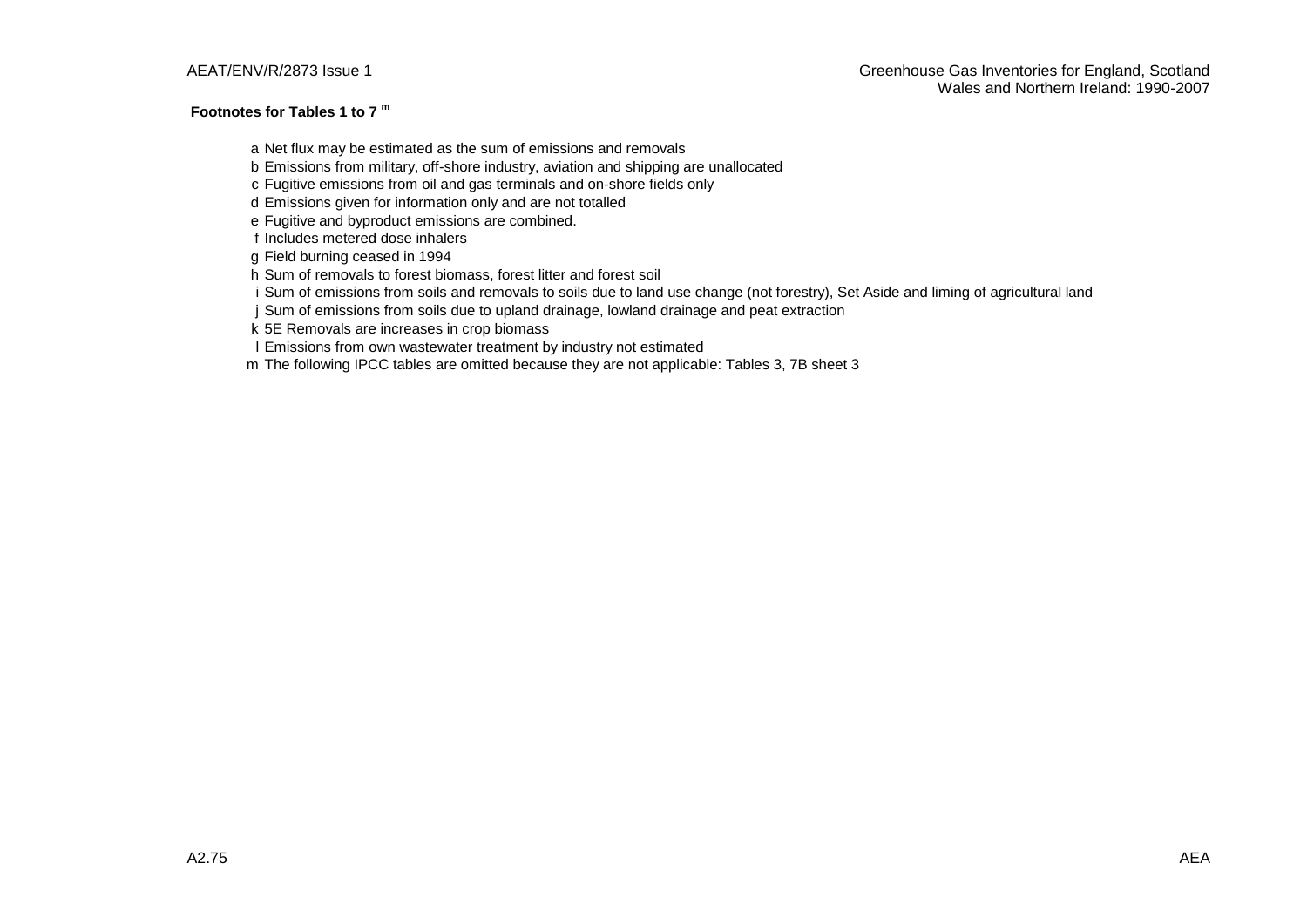**Footnotes for Tables 1 to 7 [m]**

a Net flux may be estimated as the sum of emissions and removals

b Emissions from military, off-shore industry, aviation and shipping are unallocated

c Fugitive emissions from oil and gas terminals and on-shore fields only

d Emissions given for information only and are not totalled

e Fugitive and byproduct emissions are combined.

f Includes metered dose inhalers

g Field burning ceased in 1994

h Sum of removals to forest biomass, forest litter and forest soil

i Sum of emissions from soils and removals to soils due to land use change (not forestry), Set Aside and liming of agricultural land

j Sum of emissions from soils due to upland drainage, lowland drainage and peat extraction

k 5E Removals are increases in crop biomass

l Emissions from own wastewater treatment by industry not estimated

m The following IPCC tables are omitted because they are not applicable: Tables 3, 7B sheet 3